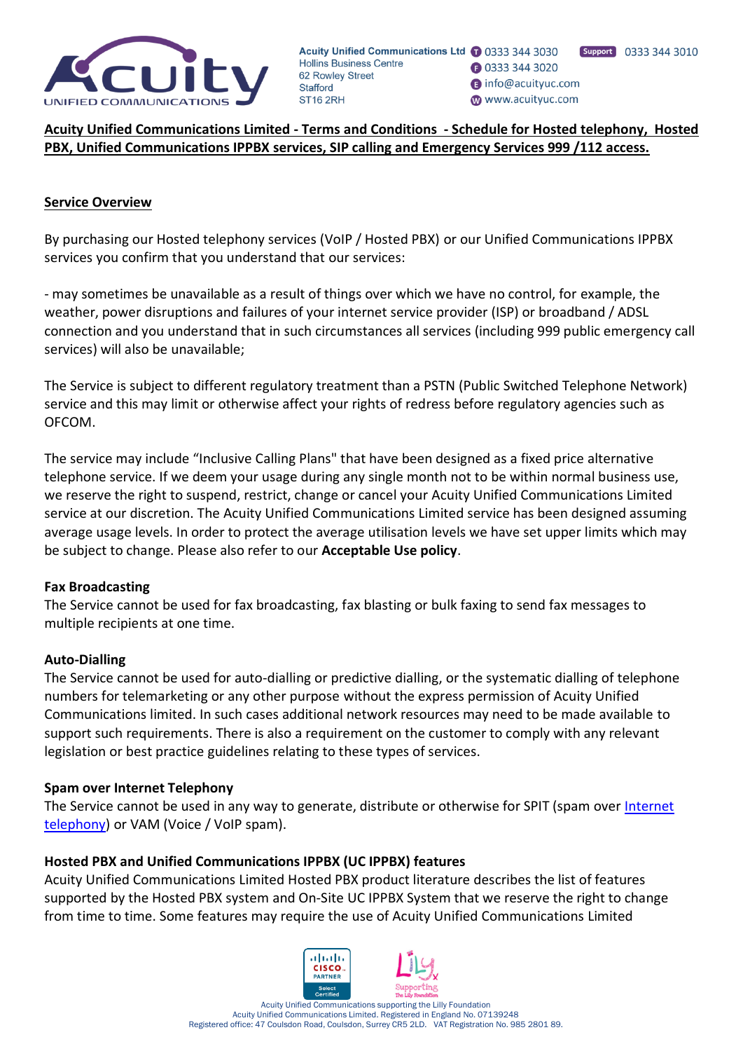Acuity Unified Communications Ltd
Hollins Business Centre
62 Rowley Street
Stafford
ST16 2RH

T 0333 344 3030
F 0333 344 3020
E info@acuityuc.com
W www.acuityuc.com
Support 0333 344 3010

## Acuity Unified Communications Limited - Terms and Conditions - Schedule for Hosted telephony, Hosted PBX, Unified Communications IPPBX services, SIP calling and Emergency Services 999 /112 access.

### Service Overview

By purchasing our Hosted telephony services (VoIP / Hosted PBX) or our Unified Communications IPPBX services you confirm that you understand that our services:

- may sometimes be unavailable as a result of things over which we have no control, for example, the weather, power disruptions and failures of your internet service provider (ISP) or broadband / ADSL connection and you understand that in such circumstances all services (including 999 public emergency call services) will also be unavailable;

The Service is subject to different regulatory treatment than a PSTN (Public Switched Telephone Network) service and this may limit or otherwise affect your rights of redress before regulatory agencies such as OFCOM.

The service may include "Inclusive Calling Plans" that have been designed as a fixed price alternative telephone service. If we deem your usage during any single month not to be within normal business use, we reserve the right to suspend, restrict, change or cancel your Acuity Unified Communications Limited service at our discretion. The Acuity Unified Communications Limited service has been designed assuming average usage levels. In order to protect the average utilisation levels we have set upper limits which may be subject to change. Please also refer to our **Acceptable Use policy**.

**Fax Broadcasting**
The Service cannot be used for fax broadcasting, fax blasting or bulk faxing to send fax messages to multiple recipients at one time.

**Auto-Dialling**
The Service cannot be used for auto-dialling or predictive dialling, or the systematic dialling of telephone numbers for telemarketing or any other purpose without the express permission of Acuity Unified Communications limited. In such cases additional network resources may need to be made available to support such requirements. There is also a requirement on the customer to comply with any relevant legislation or best practice guidelines relating to these types of services.

**Spam over Internet Telephony**
The Service cannot be used in any way to generate, distribute or otherwise for SPIT (spam over Internet telephony) or VAM (Voice / VoIP spam).

**Hosted PBX and Unified Communications IPPBX (UC IPPBX) features**
Acuity Unified Communications Limited Hosted PBX product literature describes the list of features supported by the Hosted PBX system and On-Site UC IPPBX System that we reserve the right to change from time to time. Some features may require the use of Acuity Unified Communications Limited

Acuity Unified Communications supporting the Lilly Foundation
Acuity Unified Communications Limited. Registered in England No. 07139248
Registered office: 47 Coulsdon Road, Coulsdon, Surrey CR5 2LD. VAT Registration No. 985 2801 89.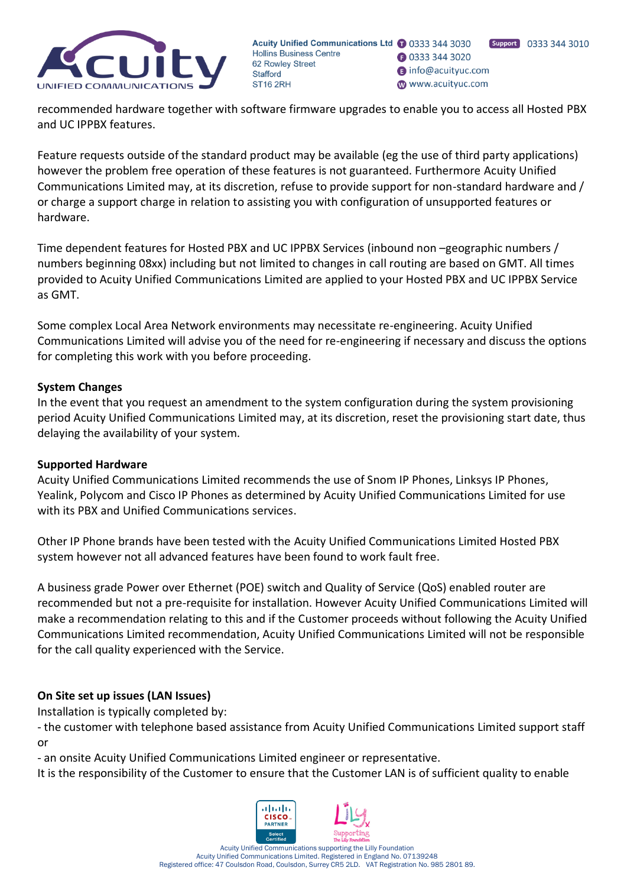recommended hardware together with software firmware upgrades to enable you to access all Hosted PBX and UC IPPBX features.

Feature requests outside of the standard product may be available (eg the use of third party applications) however the problem free operation of these features is not guaranteed. Furthermore Acuity Unified Communications Limited may, at its discretion, refuse to provide support for non-standard hardware and / or charge a support charge in relation to assisting you with configuration of unsupported features or hardware.

Time dependent features for Hosted PBX and UC IPPBX Services (inbound non –geographic numbers / numbers beginning 08xx) including but not limited to changes in call routing are based on GMT. All times provided to Acuity Unified Communications Limited are applied to your Hosted PBX and UC IPPBX Service as GMT.

Some complex Local Area Network environments may necessitate re-engineering. Acuity Unified Communications Limited will advise you of the need for re-engineering if necessary and discuss the options for completing this work with you before proceeding.

**System Changes**

In the event that you request an amendment to the system configuration during the system provisioning period Acuity Unified Communications Limited may, at its discretion, reset the provisioning start date, thus delaying the availability of your system.

**Supported Hardware**

Acuity Unified Communications Limited recommends the use of Snom IP Phones, Linksys IP Phones, Yealink, Polycom and Cisco IP Phones as determined by Acuity Unified Communications Limited for use with its PBX and Unified Communications services.

Other IP Phone brands have been tested with the Acuity Unified Communications Limited Hosted PBX system however not all advanced features have been found to work fault free.

A business grade Power over Ethernet (POE) switch and Quality of Service (QoS) enabled router are recommended but not a pre-requisite for installation. However Acuity Unified Communications Limited will make a recommendation relating to this and if the Customer proceeds without following the Acuity Unified Communications Limited recommendation, Acuity Unified Communications Limited will not be responsible for the call quality experienced with the Service.

**On Site set up issues (LAN Issues)**

Installation is typically completed by:

- the customer with telephone based assistance from Acuity Unified Communications Limited support staff or
- an onsite Acuity Unified Communications Limited engineer or representative.

It is the responsibility of the Customer to ensure that the Customer LAN is of sufficient quality to enable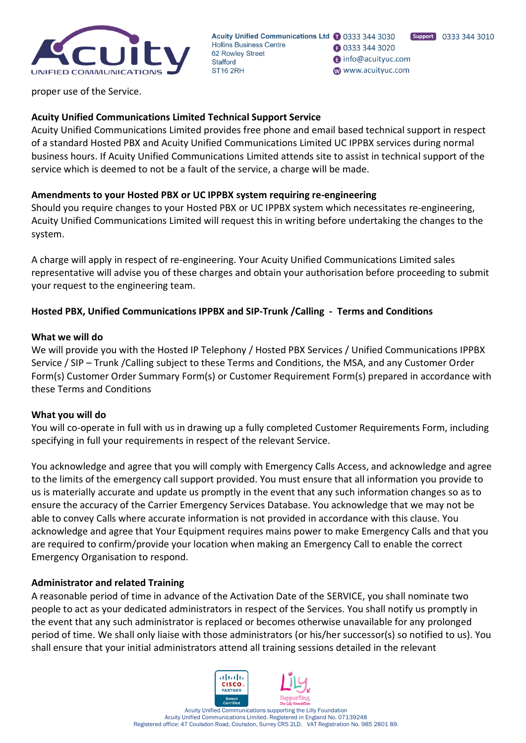proper use of the Service.

**Acuity Unified Communications Limited Technical Support Service**

Acuity Unified Communications Limited provides free phone and email based technical support in respect of a standard Hosted PBX and Acuity Unified Communications Limited UC IPPBX services during normal business hours. If Acuity Unified Communications Limited attends site to assist in technical support of the service which is deemed to not be a fault of the service, a charge will be made.

**Amendments to your Hosted PBX or UC IPPBX system requiring re-engineering**

Should you require changes to your Hosted PBX or UC IPPBX system which necessitates re-engineering, Acuity Unified Communications Limited will request this in writing before undertaking the changes to the system.

A charge will apply in respect of re-engineering. Your Acuity Unified Communications Limited sales representative will advise you of these charges and obtain your authorisation before proceeding to submit your request to the engineering team.

**Hosted PBX, Unified Communications IPPBX and SIP-Trunk /Calling - Terms and Conditions**

**What we will do**

We will provide you with the Hosted IP Telephony / Hosted PBX Services / Unified Communications IPPBX Service / SIP – Trunk /Calling subject to these Terms and Conditions, the MSA, and any Customer Order Form(s) Customer Order Summary Form(s) or Customer Requirement Form(s) prepared in accordance with these Terms and Conditions

**What you will do**

You will co-operate in full with us in drawing up a fully completed Customer Requirements Form, including specifying in full your requirements in respect of the relevant Service.

You acknowledge and agree that you will comply with Emergency Calls Access, and acknowledge and agree to the limits of the emergency call support provided. You must ensure that all information you provide to us is materially accurate and update us promptly in the event that any such information changes so as to ensure the accuracy of the Carrier Emergency Services Database. You acknowledge that we may not be able to convey Calls where accurate information is not provided in accordance with this clause. You acknowledge and agree that Your Equipment requires mains power to make Emergency Calls and that you are required to confirm/provide your location when making an Emergency Call to enable the correct Emergency Organisation to respond.

**Administrator and related Training**

A reasonable period of time in advance of the Activation Date of the SERVICE, you shall nominate two people to act as your dedicated administrators in respect of the Services. You shall notify us promptly in the event that any such administrator is replaced or becomes otherwise unavailable for any prolonged period of time. We shall only liaise with those administrators (or his/her successor(s) so notified to us). You shall ensure that your initial administrators attend all training sessions detailed in the relevant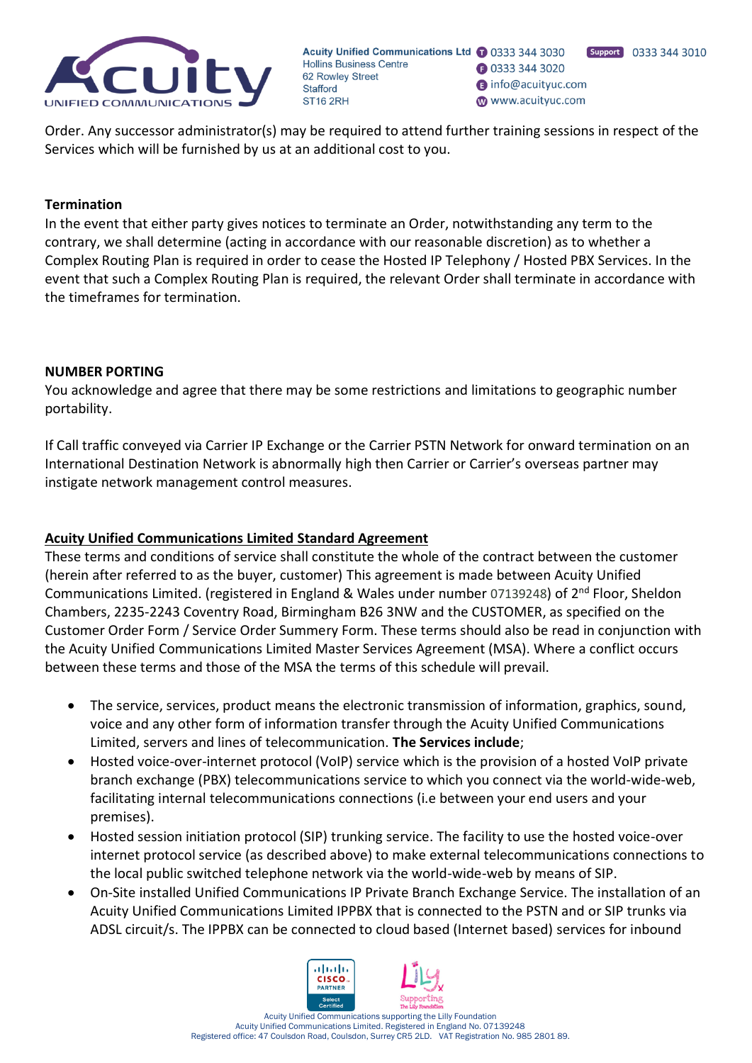Order. Any successor administrator(s) may be required to attend further training sessions in respect of the Services which will be furnished by us at an additional cost to you.

**Termination**

In the event that either party gives notices to terminate an Order, notwithstanding any term to the contrary, we shall determine (acting in accordance with our reasonable discretion) as to whether a Complex Routing Plan is required in order to cease the Hosted IP Telephony / Hosted PBX Services. In the event that such a Complex Routing Plan is required, the relevant Order shall terminate in accordance with the timeframes for termination.

**NUMBER PORTING**

You acknowledge and agree that there may be some restrictions and limitations to geographic number portability.

If Call traffic conveyed via Carrier IP Exchange or the Carrier PSTN Network for onward termination on an International Destination Network is abnormally high then Carrier or Carrier's overseas partner may instigate network management control measures.

**Acuity Unified Communications Limited Standard Agreement**

These terms and conditions of service shall constitute the whole of the contract between the customer (herein after referred to as the buyer, customer) This agreement is made between Acuity Unified Communications Limited. (registered in England & Wales under number 07139248) of 2nd Floor, Sheldon Chambers, 2235-2243 Coventry Road, Birmingham B26 3NW and the CUSTOMER, as specified on the Customer Order Form / Service Order Summery Form. These terms should also be read in conjunction with the Acuity Unified Communications Limited Master Services Agreement (MSA). Where a conflict occurs between these terms and those of the MSA the terms of this schedule will prevail.

- The service, services, product means the electronic transmission of information, graphics, sound, voice and any other form of information transfer through the Acuity Unified Communications Limited, servers and lines of telecommunication. **The Services include**;
- Hosted voice-over-internet protocol (VoIP) service which is the provision of a hosted VoIP private branch exchange (PBX) telecommunications service to which you connect via the world-wide-web, facilitating internal telecommunications connections (i.e between your end users and your premises).
- Hosted session initiation protocol (SIP) trunking service. The facility to use the hosted voice-over internet protocol service (as described above) to make external telecommunications connections to the local public switched telephone network via the world-wide-web by means of SIP.
- On-Site installed Unified Communications IP Private Branch Exchange Service. The installation of an Acuity Unified Communications Limited IPPBX that is connected to the PSTN and or SIP trunks via ADSL circuit/s. The IPPBX can be connected to cloud based (Internet based) services for inbound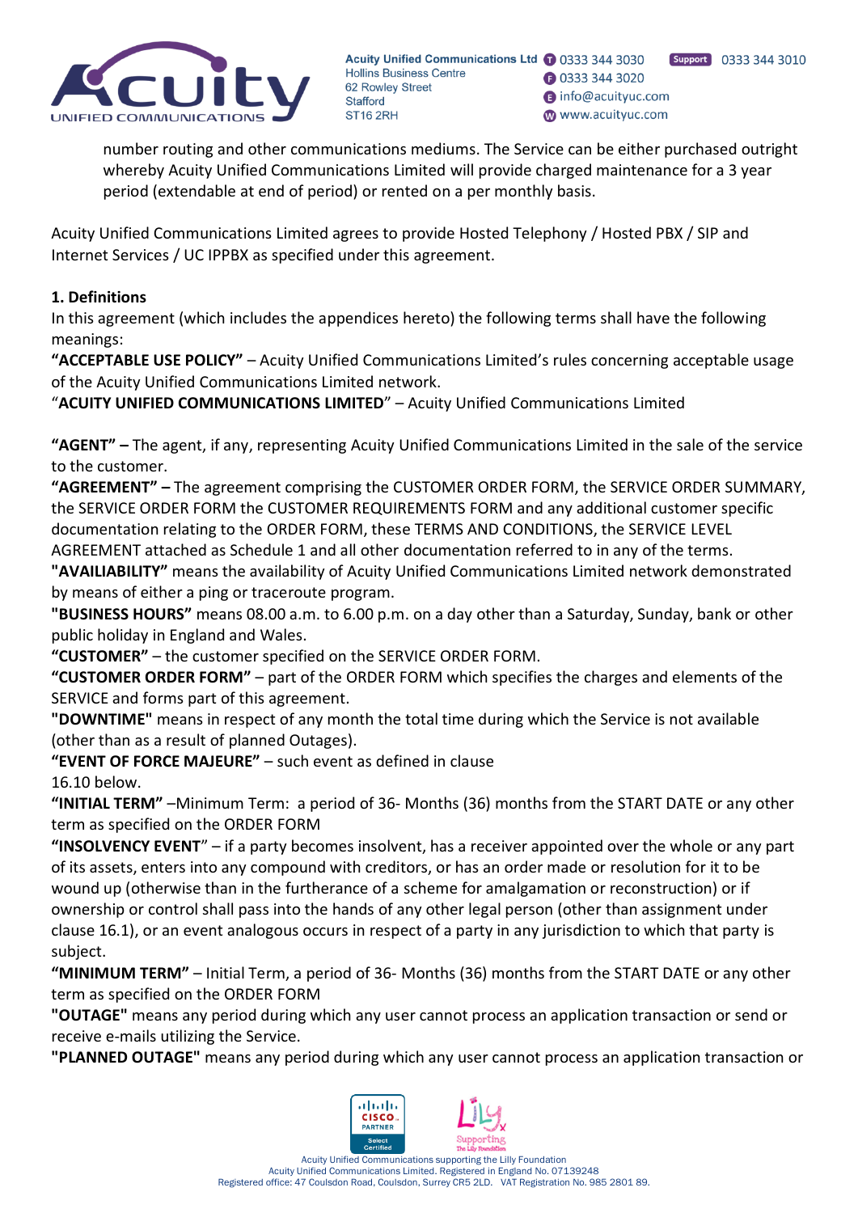number routing and other communications mediums. The Service can be either purchased outright whereby Acuity Unified Communications Limited will provide charged maintenance for a 3 year period (extendable at end of period) or rented on a per monthly basis.

Acuity Unified Communications Limited agrees to provide Hosted Telephony / Hosted PBX / SIP and Internet Services / UC IPPBX as specified under this agreement.

**1. Definitions**

In this agreement (which includes the appendices hereto) the following terms shall have the following meanings:

**"ACCEPTABLE USE POLICY"** – Acuity Unified Communications Limited's rules concerning acceptable usage of the Acuity Unified Communications Limited network.

"**ACUITY UNIFIED COMMUNICATIONS LIMITED**" – Acuity Unified Communications Limited

**"AGENT" –** The agent, if any, representing Acuity Unified Communications Limited in the sale of the service to the customer.

**"AGREEMENT" –** The agreement comprising the CUSTOMER ORDER FORM, the SERVICE ORDER SUMMARY, the SERVICE ORDER FORM the CUSTOMER REQUIREMENTS FORM and any additional customer specific documentation relating to the ORDER FORM, these TERMS AND CONDITIONS, the SERVICE LEVEL AGREEMENT attached as Schedule 1 and all other documentation referred to in any of the terms.

**"AVAILIABILITY"** means the availability of Acuity Unified Communications Limited network demonstrated by means of either a ping or traceroute program.

**"BUSINESS HOURS"** means 08.00 a.m. to 6.00 p.m. on a day other than a Saturday, Sunday, bank or other public holiday in England and Wales.

**"CUSTOMER"** – the customer specified on the SERVICE ORDER FORM.

**"CUSTOMER ORDER FORM"** – part of the ORDER FORM which specifies the charges and elements of the SERVICE and forms part of this agreement.

**"DOWNTIME"** means in respect of any month the total time during which the Service is not available (other than as a result of planned Outages).

**"EVENT OF FORCE MAJEURE"** – such event as defined in clause 16.10 below.

**"INITIAL TERM"** –Minimum Term: a period of 36- Months (36) months from the START DATE or any other term as specified on the ORDER FORM

**"INSOLVENCY EVENT"** – if a party becomes insolvent, has a receiver appointed over the whole or any part of its assets, enters into any compound with creditors, or has an order made or resolution for it to be wound up (otherwise than in the furtherance of a scheme for amalgamation or reconstruction) or if ownership or control shall pass into the hands of any other legal person (other than assignment under clause 16.1), or an event analogous occurs in respect of a party in any jurisdiction to which that party is subject.

**"MINIMUM TERM"** – Initial Term, a period of 36- Months (36) months from the START DATE or any other term as specified on the ORDER FORM

**"OUTAGE"** means any period during which any user cannot process an application transaction or send or receive e-mails utilizing the Service.

**"PLANNED OUTAGE"** means any period during which any user cannot process an application transaction or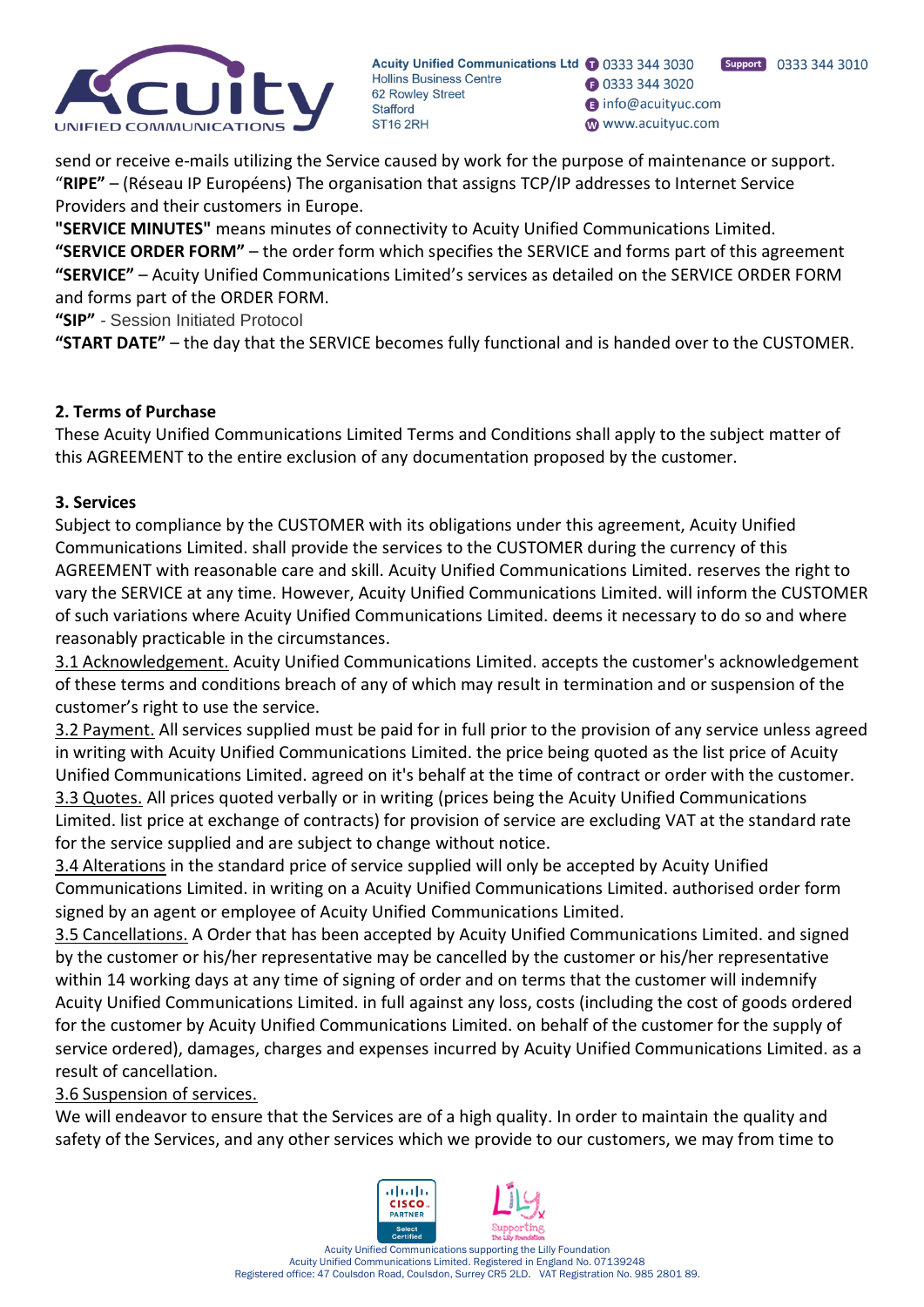send or receive e-mails utilizing the Service caused by work for the purpose of maintenance or support.
"**RIPE**" – (Réseau IP Européens) The organisation that assigns TCP/IP addresses to Internet Service Providers and their customers in Europe.
**"SERVICE MINUTES"** means minutes of connectivity to Acuity Unified Communications Limited.
**"SERVICE ORDER FORM"** – the order form which specifies the SERVICE and forms part of this agreement
**"SERVICE"** – Acuity Unified Communications Limited's services as detailed on the SERVICE ORDER FORM and forms part of the ORDER FORM.
**"SIP"** - Session Initiated Protocol
**"START DATE"** – the day that the SERVICE becomes fully functional and is handed over to the CUSTOMER.

**2. Terms of Purchase**
These Acuity Unified Communications Limited Terms and Conditions shall apply to the subject matter of this AGREEMENT to the entire exclusion of any documentation proposed by the customer.

**3. Services**
Subject to compliance by the CUSTOMER with its obligations under this agreement, Acuity Unified Communications Limited. shall provide the services to the CUSTOMER during the currency of this AGREEMENT with reasonable care and skill. Acuity Unified Communications Limited. reserves the right to vary the SERVICE at any time. However, Acuity Unified Communications Limited. will inform the CUSTOMER of such variations where Acuity Unified Communications Limited. deems it necessary to do so and where reasonably practicable in the circumstances.
3.1 Acknowledgement. Acuity Unified Communications Limited. accepts the customer's acknowledgement of these terms and conditions breach of any of which may result in termination and or suspension of the customer's right to use the service.
3.2 Payment. All services supplied must be paid for in full prior to the provision of any service unless agreed in writing with Acuity Unified Communications Limited. the price being quoted as the list price of Acuity Unified Communications Limited. agreed on it's behalf at the time of contract or order with the customer.
3.3 Quotes. All prices quoted verbally or in writing (prices being the Acuity Unified Communications Limited. list price at exchange of contracts) for provision of service are excluding VAT at the standard rate for the service supplied and are subject to change without notice.
3.4 Alterations in the standard price of service supplied will only be accepted by Acuity Unified Communications Limited. in writing on a Acuity Unified Communications Limited. authorised order form signed by an agent or employee of Acuity Unified Communications Limited.
3.5 Cancellations. A Order that has been accepted by Acuity Unified Communications Limited. and signed by the customer or his/her representative may be cancelled by the customer or his/her representative within 14 working days at any time of signing of order and on terms that the customer will indemnify Acuity Unified Communications Limited. in full against any loss, costs (including the cost of goods ordered for the customer by Acuity Unified Communications Limited. on behalf of the customer for the supply of service ordered), damages, charges and expenses incurred by Acuity Unified Communications Limited. as a result of cancellation.
3.6 Suspension of services.
We will endeavor to ensure that the Services are of a high quality. In order to maintain the quality and safety of the Services, and any other services which we provide to our customers, we may from time to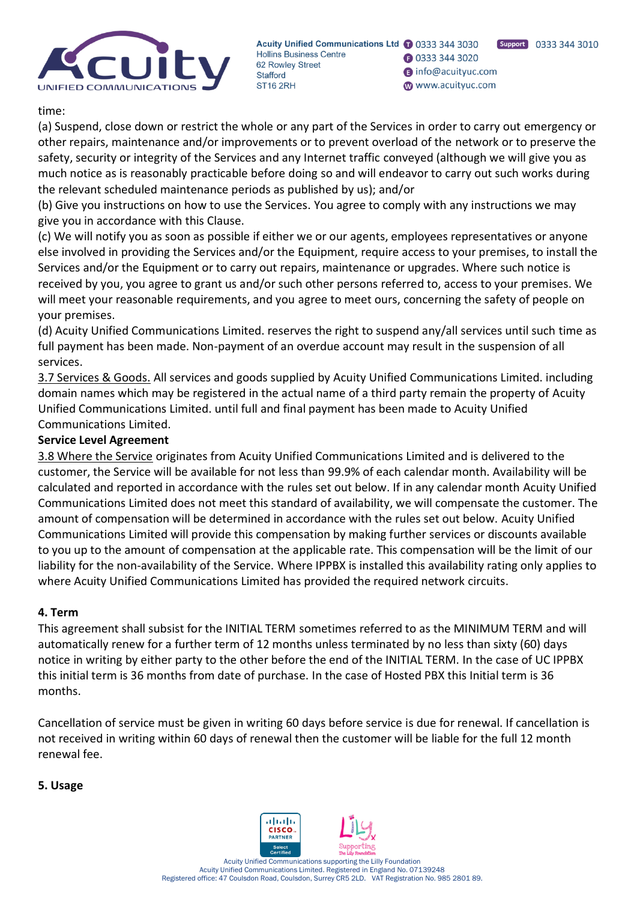time:
(a) Suspend, close down or restrict the whole or any part of the Services in order to carry out emergency or other repairs, maintenance and/or improvements or to prevent overload of the network or to preserve the safety, security or integrity of the Services and any Internet traffic conveyed (although we will give you as much notice as is reasonably practicable before doing so and will endeavor to carry out such works during the relevant scheduled maintenance periods as published by us); and/or
(b) Give you instructions on how to use the Services. You agree to comply with any instructions we may give you in accordance with this Clause.
(c) We will notify you as soon as possible if either we or our agents, employees representatives or anyone else involved in providing the Services and/or the Equipment, require access to your premises, to install the Services and/or the Equipment or to carry out repairs, maintenance or upgrades. Where such notice is received by you, you agree to grant us and/or such other persons referred to, access to your premises. We will meet your reasonable requirements, and you agree to meet ours, concerning the safety of people on your premises.
(d) Acuity Unified Communications Limited. reserves the right to suspend any/all services until such time as full payment has been made. Non-payment of an overdue account may result in the suspension of all services.
<u>3.7 Services & Goods.</u> All services and goods supplied by Acuity Unified Communications Limited. including domain names which may be registered in the actual name of a third party remain the property of Acuity Unified Communications Limited. until full and final payment has been made to Acuity Unified Communications Limited.

**Service Level Agreement**

<u>3.8 Where the Service</u> originates from Acuity Unified Communications Limited and is delivered to the customer, the Service will be available for not less than 99.9% of each calendar month. Availability will be calculated and reported in accordance with the rules set out below. If in any calendar month Acuity Unified Communications Limited does not meet this standard of availability, we will compensate the customer. The amount of compensation will be determined in accordance with the rules set out below. Acuity Unified Communications Limited will provide this compensation by making further services or discounts available to you up to the amount of compensation at the applicable rate. This compensation will be the limit of our liability for the non-availability of the Service. Where IPPBX is installed this availability rating only applies to where Acuity Unified Communications Limited has provided the required network circuits.

**4. Term**

This agreement shall subsist for the INITIAL TERM sometimes referred to as the MINIMUM TERM and will automatically renew for a further term of 12 months unless terminated by no less than sixty (60) days notice in writing by either party to the other before the end of the INITIAL TERM. In the case of UC IPPBX this initial term is 36 months from date of purchase. In the case of Hosted PBX this Initial term is 36 months.

Cancellation of service must be given in writing 60 days before service is due for renewal. If cancellation is not received in writing within 60 days of renewal then the customer will be liable for the full 12 month renewal fee.

**5. Usage**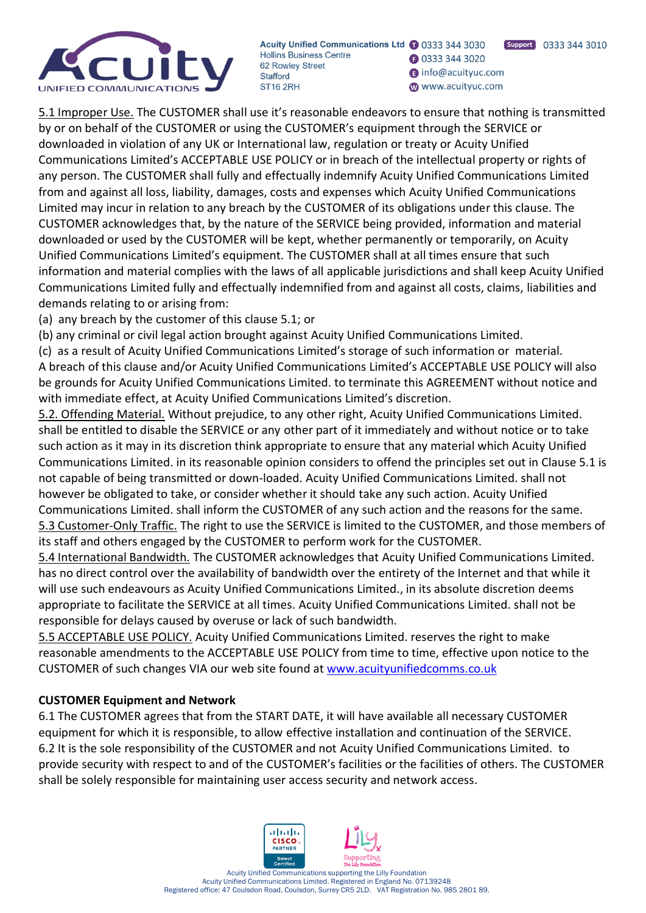5.1 Improper Use. The CUSTOMER shall use it's reasonable endeavors to ensure that nothing is transmitted by or on behalf of the CUSTOMER or using the CUSTOMER's equipment through the SERVICE or downloaded in violation of any UK or International law, regulation or treaty or Acuity Unified Communications Limited's ACCEPTABLE USE POLICY or in breach of the intellectual property or rights of any person. The CUSTOMER shall fully and effectually indemnify Acuity Unified Communications Limited from and against all loss, liability, damages, costs and expenses which Acuity Unified Communications Limited may incur in relation to any breach by the CUSTOMER of its obligations under this clause. The CUSTOMER acknowledges that, by the nature of the SERVICE being provided, information and material downloaded or used by the CUSTOMER will be kept, whether permanently or temporarily, on Acuity Unified Communications Limited's equipment. The CUSTOMER shall at all times ensure that such information and material complies with the laws of all applicable jurisdictions and shall keep Acuity Unified Communications Limited fully and effectually indemnified from and against all costs, claims, liabilities and demands relating to or arising from:

(a) any breach by the customer of this clause 5.1; or

(b) any criminal or civil legal action brought against Acuity Unified Communications Limited.

(c) as a result of Acuity Unified Communications Limited's storage of such information or material.

A breach of this clause and/or Acuity Unified Communications Limited's ACCEPTABLE USE POLICY will also be grounds for Acuity Unified Communications Limited. to terminate this AGREEMENT without notice and with immediate effect, at Acuity Unified Communications Limited's discretion.

5.2. Offending Material. Without prejudice, to any other right, Acuity Unified Communications Limited. shall be entitled to disable the SERVICE or any other part of it immediately and without notice or to take such action as it may in its discretion think appropriate to ensure that any material which Acuity Unified Communications Limited. in its reasonable opinion considers to offend the principles set out in Clause 5.1 is not capable of being transmitted or down-loaded. Acuity Unified Communications Limited. shall not however be obligated to take, or consider whether it should take any such action. Acuity Unified Communications Limited. shall inform the CUSTOMER of any such action and the reasons for the same.

5.3 Customer-Only Traffic. The right to use the SERVICE is limited to the CUSTOMER, and those members of its staff and others engaged by the CUSTOMER to perform work for the CUSTOMER.

5.4 International Bandwidth. The CUSTOMER acknowledges that Acuity Unified Communications Limited. has no direct control over the availability of bandwidth over the entirety of the Internet and that while it will use such endeavours as Acuity Unified Communications Limited., in its absolute discretion deems appropriate to facilitate the SERVICE at all times. Acuity Unified Communications Limited. shall not be responsible for delays caused by overuse or lack of such bandwidth.

5.5 ACCEPTABLE USE POLICY. Acuity Unified Communications Limited. reserves the right to make reasonable amendments to the ACCEPTABLE USE POLICY from time to time, effective upon notice to the CUSTOMER of such changes VIA our web site found at www.acuityunifiedcomms.co.uk

**CUSTOMER Equipment and Network**

6.1 The CUSTOMER agrees that from the START DATE, it will have available all necessary CUSTOMER equipment for which it is responsible, to allow effective installation and continuation of the SERVICE.

6.2 It is the sole responsibility of the CUSTOMER and not Acuity Unified Communications Limited. to provide security with respect to and of the CUSTOMER's facilities or the facilities of others. The CUSTOMER shall be solely responsible for maintaining user access security and network access.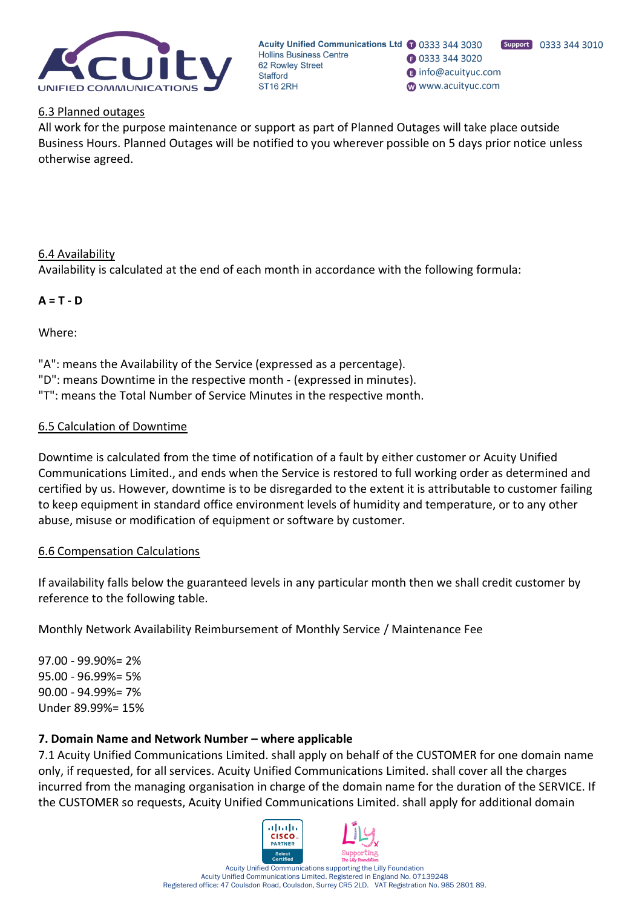6.3 Planned outages

All work for the purpose maintenance or support as part of Planned Outages will take place outside Business Hours. Planned Outages will be notified to you wherever possible on 5 days prior notice unless otherwise agreed.

6.4 Availability

Availability is calculated at the end of each month in accordance with the following formula:

**A = T - D**

Where:

"A": means the Availability of the Service (expressed as a percentage).
"D": means Downtime in the respective month - (expressed in minutes).
"T": means the Total Number of Service Minutes in the respective month.

6.5 Calculation of Downtime

Downtime is calculated from the time of notification of a fault by either customer or Acuity Unified Communications Limited., and ends when the Service is restored to full working order as determined and certified by us. However, downtime is to be disregarded to the extent it is attributable to customer failing to keep equipment in standard office environment levels of humidity and temperature, or to any other abuse, misuse or modification of equipment or software by customer.

6.6 Compensation Calculations

If availability falls below the guaranteed levels in any particular month then we shall credit customer by reference to the following table.

Monthly Network Availability Reimbursement of Monthly Service / Maintenance Fee

97.00 - 99.90%= 2%
95.00 - 96.99%= 5%
90.00 - 94.99%= 7%
Under 89.99%= 15%

**7. Domain Name and Network Number – where applicable**

7.1 Acuity Unified Communications Limited. shall apply on behalf of the CUSTOMER for one domain name only, if requested, for all services. Acuity Unified Communications Limited. shall cover all the charges incurred from the managing organisation in charge of the domain name for the duration of the SERVICE. If the CUSTOMER so requests, Acuity Unified Communications Limited. shall apply for additional domain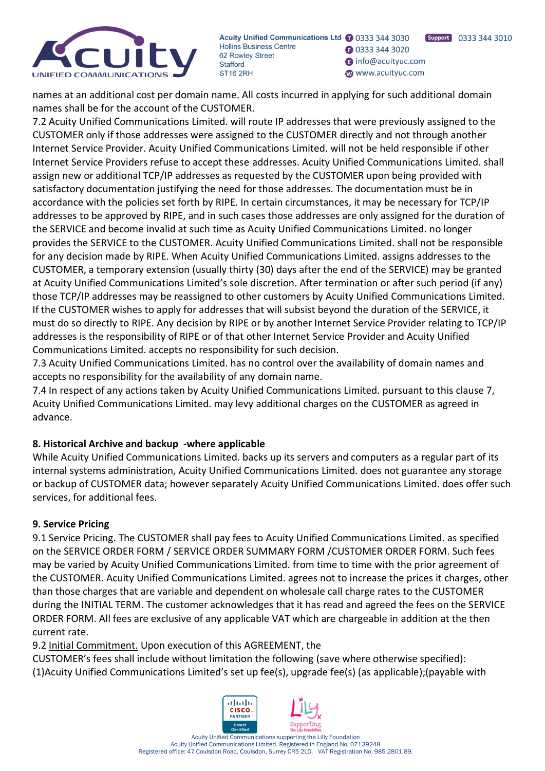names at an additional cost per domain name. All costs incurred in applying for such additional domain names shall be for the account of the CUSTOMER.

7.2 Acuity Unified Communications Limited. will route IP addresses that were previously assigned to the CUSTOMER only if those addresses were assigned to the CUSTOMER directly and not through another Internet Service Provider. Acuity Unified Communications Limited. will not be held responsible if other Internet Service Providers refuse to accept these addresses. Acuity Unified Communications Limited. shall assign new or additional TCP/IP addresses as requested by the CUSTOMER upon being provided with satisfactory documentation justifying the need for those addresses. The documentation must be in accordance with the policies set forth by RIPE. In certain circumstances, it may be necessary for TCP/IP addresses to be approved by RIPE, and in such cases those addresses are only assigned for the duration of the SERVICE and become invalid at such time as Acuity Unified Communications Limited. no longer provides the SERVICE to the CUSTOMER. Acuity Unified Communications Limited. shall not be responsible for any decision made by RIPE. When Acuity Unified Communications Limited. assigns addresses to the CUSTOMER, a temporary extension (usually thirty (30) days after the end of the SERVICE) may be granted at Acuity Unified Communications Limited's sole discretion. After termination or after such period (if any) those TCP/IP addresses may be reassigned to other customers by Acuity Unified Communications Limited. If the CUSTOMER wishes to apply for addresses that will subsist beyond the duration of the SERVICE, it must do so directly to RIPE. Any decision by RIPE or by another Internet Service Provider relating to TCP/IP addresses is the responsibility of RIPE or of that other Internet Service Provider and Acuity Unified Communications Limited. accepts no responsibility for such decision.

7.3 Acuity Unified Communications Limited. has no control over the availability of domain names and accepts no responsibility for the availability of any domain name.

7.4 In respect of any actions taken by Acuity Unified Communications Limited. pursuant to this clause 7, Acuity Unified Communications Limited. may levy additional charges on the CUSTOMER as agreed in advance.

**8. Historical Archive and backup -where applicable**

While Acuity Unified Communications Limited. backs up its servers and computers as a regular part of its internal systems administration, Acuity Unified Communications Limited. does not guarantee any storage or backup of CUSTOMER data; however separately Acuity Unified Communications Limited. does offer such services, for additional fees.

**9. Service Pricing**

9.1 Service Pricing. The CUSTOMER shall pay fees to Acuity Unified Communications Limited. as specified on the SERVICE ORDER FORM / SERVICE ORDER SUMMARY FORM /CUSTOMER ORDER FORM. Such fees may be varied by Acuity Unified Communications Limited. from time to time with the prior agreement of the CUSTOMER. Acuity Unified Communications Limited. agrees not to increase the prices it charges, other than those charges that are variable and dependent on wholesale call charge rates to the CUSTOMER during the INITIAL TERM. The customer acknowledges that it has read and agreed the fees on the SERVICE ORDER FORM. All fees are exclusive of any applicable VAT which are chargeable in addition at the then current rate.

9.2 Initial Commitment. Upon execution of this AGREEMENT, the CUSTOMER's fees shall include without limitation the following (save where otherwise specified): (1)Acuity Unified Communications Limited's set up fee(s), upgrade fee(s) (as applicable);(payable with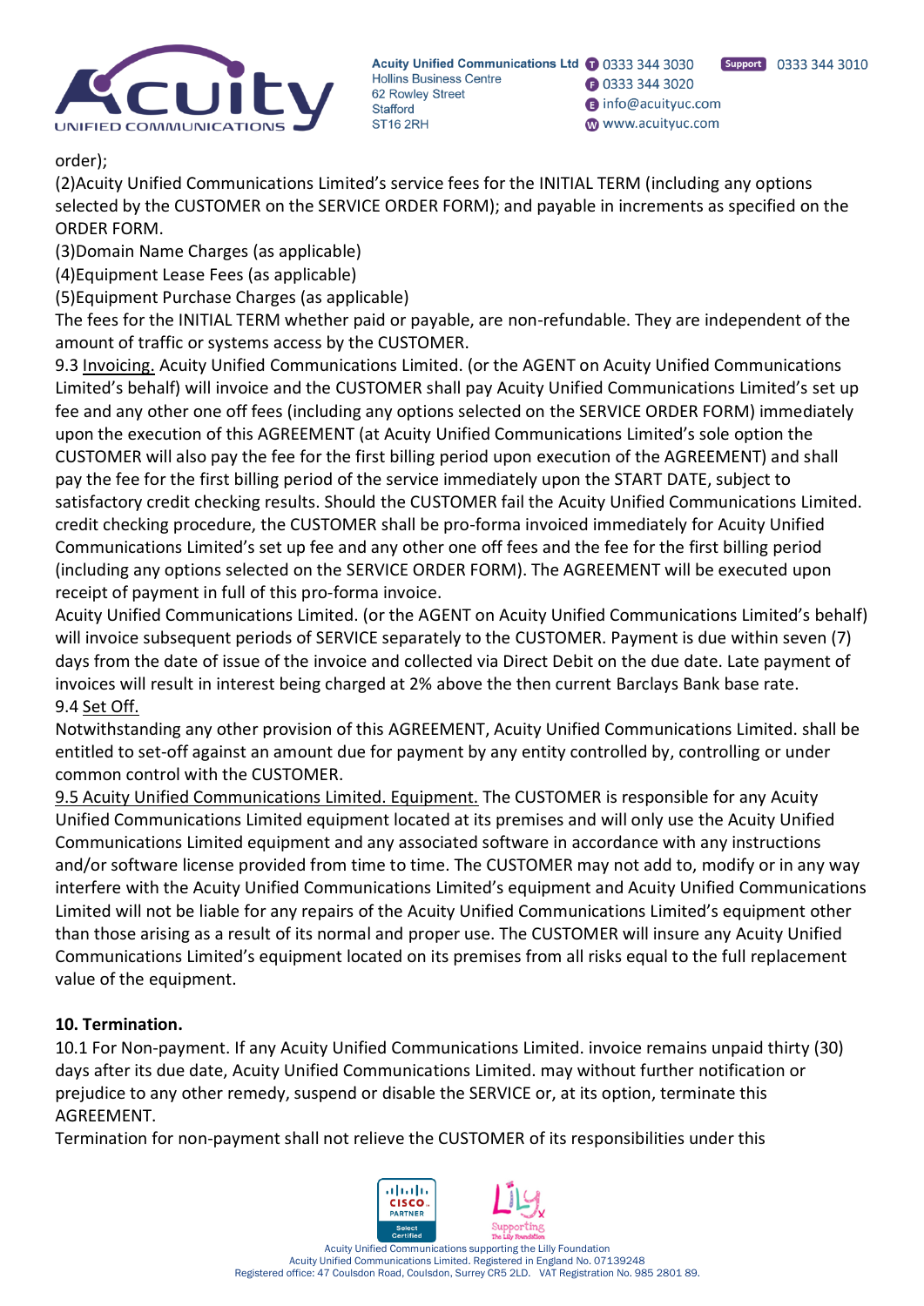order);

(2)Acuity Unified Communications Limited's service fees for the INITIAL TERM (including any options selected by the CUSTOMER on the SERVICE ORDER FORM); and payable in increments as specified on the ORDER FORM.

(3)Domain Name Charges (as applicable)

(4)Equipment Lease Fees (as applicable)

(5)Equipment Purchase Charges (as applicable)

The fees for the INITIAL TERM whether paid or payable, are non-refundable. They are independent of the amount of traffic or systems access by the CUSTOMER.

9.3 Invoicing. Acuity Unified Communications Limited. (or the AGENT on Acuity Unified Communications Limited's behalf) will invoice and the CUSTOMER shall pay Acuity Unified Communications Limited's set up fee and any other one off fees (including any options selected on the SERVICE ORDER FORM) immediately upon the execution of this AGREEMENT (at Acuity Unified Communications Limited's sole option the CUSTOMER will also pay the fee for the first billing period upon execution of the AGREEMENT) and shall pay the fee for the first billing period of the service immediately upon the START DATE, subject to satisfactory credit checking results. Should the CUSTOMER fail the Acuity Unified Communications Limited. credit checking procedure, the CUSTOMER shall be pro-forma invoiced immediately for Acuity Unified Communications Limited's set up fee and any other one off fees and the fee for the first billing period (including any options selected on the SERVICE ORDER FORM). The AGREEMENT will be executed upon receipt of payment in full of this pro-forma invoice.

Acuity Unified Communications Limited. (or the AGENT on Acuity Unified Communications Limited's behalf) will invoice subsequent periods of SERVICE separately to the CUSTOMER. Payment is due within seven (7) days from the date of issue of the invoice and collected via Direct Debit on the due date. Late payment of invoices will result in interest being charged at 2% above the then current Barclays Bank base rate.

9.4 Set Off.

Notwithstanding any other provision of this AGREEMENT, Acuity Unified Communications Limited. shall be entitled to set-off against an amount due for payment by any entity controlled by, controlling or under common control with the CUSTOMER.

9.5 Acuity Unified Communications Limited. Equipment. The CUSTOMER is responsible for any Acuity Unified Communications Limited equipment located at its premises and will only use the Acuity Unified Communications Limited equipment and any associated software in accordance with any instructions and/or software license provided from time to time. The CUSTOMER may not add to, modify or in any way interfere with the Acuity Unified Communications Limited's equipment and Acuity Unified Communications Limited will not be liable for any repairs of the Acuity Unified Communications Limited's equipment other than those arising as a result of its normal and proper use. The CUSTOMER will insure any Acuity Unified Communications Limited's equipment located on its premises from all risks equal to the full replacement value of the equipment.

**10. Termination.**

10.1 For Non-payment. If any Acuity Unified Communications Limited. invoice remains unpaid thirty (30) days after its due date, Acuity Unified Communications Limited. may without further notification or prejudice to any other remedy, suspend or disable the SERVICE or, at its option, terminate this AGREEMENT.

Termination for non-payment shall not relieve the CUSTOMER of its responsibilities under this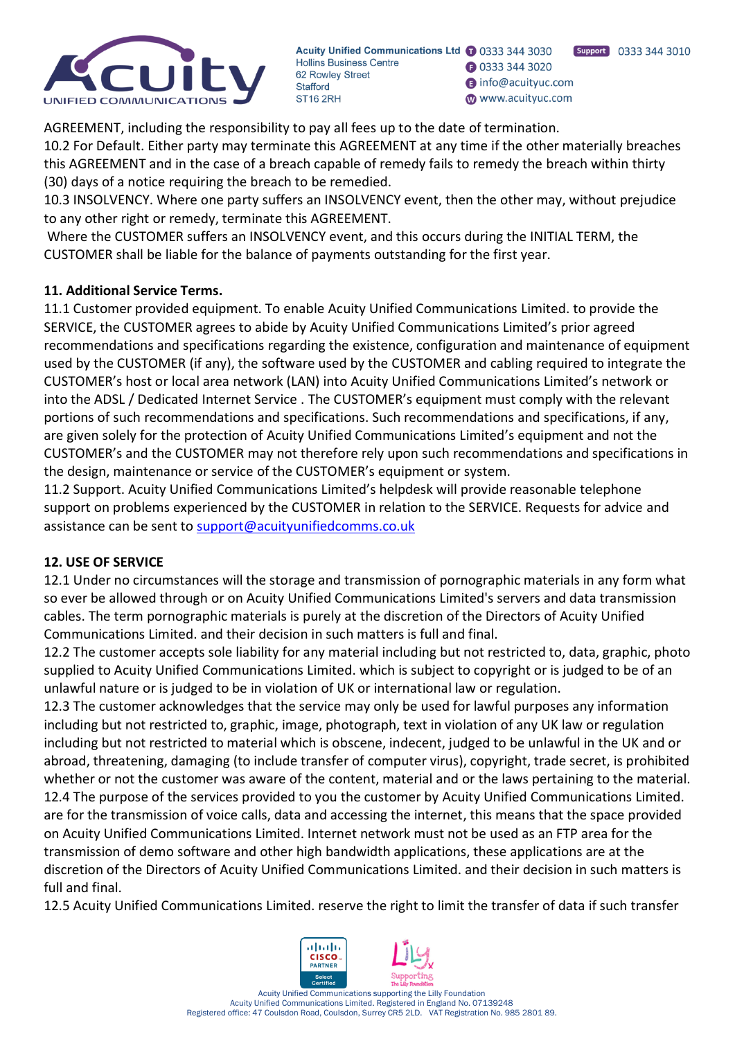AGREEMENT, including the responsibility to pay all fees up to the date of termination.
10.2 For Default. Either party may terminate this AGREEMENT at any time if the other materially breaches this AGREEMENT and in the case of a breach capable of remedy fails to remedy the breach within thirty (30) days of a notice requiring the breach to be remedied.
10.3 INSOLVENCY. Where one party suffers an INSOLVENCY event, then the other may, without prejudice to any other right or remedy, terminate this AGREEMENT.
Where the CUSTOMER suffers an INSOLVENCY event, and this occurs during the INITIAL TERM, the CUSTOMER shall be liable for the balance of payments outstanding for the first year.

**11. Additional Service Terms.**
11.1 Customer provided equipment. To enable Acuity Unified Communications Limited. to provide the SERVICE, the CUSTOMER agrees to abide by Acuity Unified Communications Limited's prior agreed recommendations and specifications regarding the existence, configuration and maintenance of equipment used by the CUSTOMER (if any), the software used by the CUSTOMER and cabling required to integrate the CUSTOMER's host or local area network (LAN) into Acuity Unified Communications Limited's network or into the ADSL / Dedicated Internet Service . The CUSTOMER's equipment must comply with the relevant portions of such recommendations and specifications. Such recommendations and specifications, if any, are given solely for the protection of Acuity Unified Communications Limited's equipment and not the CUSTOMER's and the CUSTOMER may not therefore rely upon such recommendations and specifications in the design, maintenance or service of the CUSTOMER's equipment or system.
11.2 Support. Acuity Unified Communications Limited's helpdesk will provide reasonable telephone support on problems experienced by the CUSTOMER in relation to the SERVICE. Requests for advice and assistance can be sent to support@acuityunifiedcomms.co.uk

**12. USE OF SERVICE**
12.1 Under no circumstances will the storage and transmission of pornographic materials in any form what so ever be allowed through or on Acuity Unified Communications Limited's servers and data transmission cables. The term pornographic materials is purely at the discretion of the Directors of Acuity Unified Communications Limited. and their decision in such matters is full and final.
12.2 The customer accepts sole liability for any material including but not restricted to, data, graphic, photo supplied to Acuity Unified Communications Limited. which is subject to copyright or is judged to be of an unlawful nature or is judged to be in violation of UK or international law or regulation.
12.3 The customer acknowledges that the service may only be used for lawful purposes any information including but not restricted to, graphic, image, photograph, text in violation of any UK law or regulation including but not restricted to material which is obscene, indecent, judged to be unlawful in the UK and or abroad, threatening, damaging (to include transfer of computer virus), copyright, trade secret, is prohibited whether or not the customer was aware of the content, material and or the laws pertaining to the material.
12.4 The purpose of the services provided to you the customer by Acuity Unified Communications Limited. are for the transmission of voice calls, data and accessing the internet, this means that the space provided on Acuity Unified Communications Limited. Internet network must not be used as an FTP area for the transmission of demo software and other high bandwidth applications, these applications are at the discretion of the Directors of Acuity Unified Communications Limited. and their decision in such matters is full and final.
12.5 Acuity Unified Communications Limited. reserve the right to limit the transfer of data if such transfer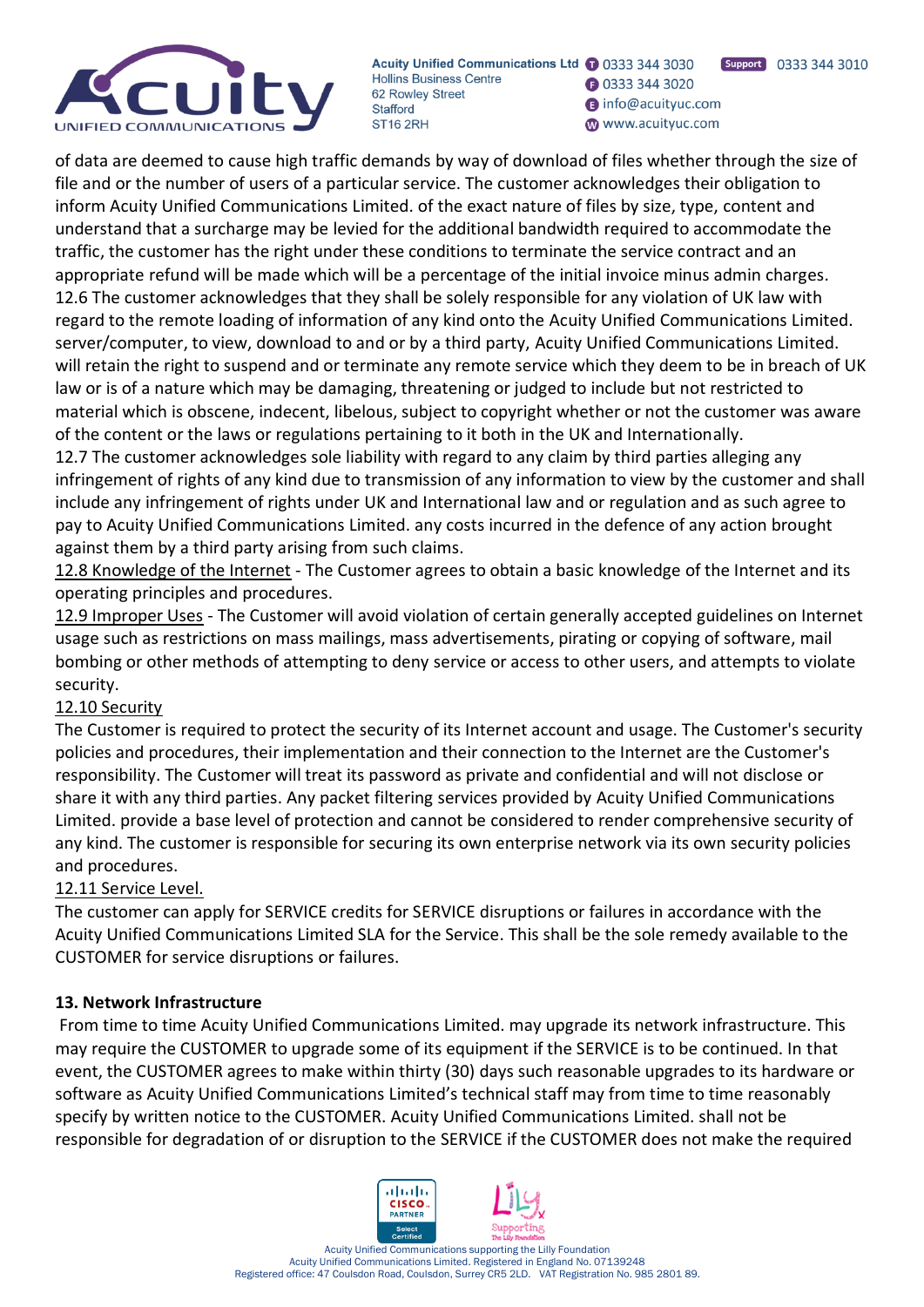of data are deemed to cause high traffic demands by way of download of files whether through the size of file and or the number of users of a particular service. The customer acknowledges their obligation to inform Acuity Unified Communications Limited. of the exact nature of files by size, type, content and understand that a surcharge may be levied for the additional bandwidth required to accommodate the traffic, the customer has the right under these conditions to terminate the service contract and an appropriate refund will be made which will be a percentage of the initial invoice minus admin charges.
12.6 The customer acknowledges that they shall be solely responsible for any violation of UK law with regard to the remote loading of information of any kind onto the Acuity Unified Communications Limited. server/computer, to view, download to and or by a third party, Acuity Unified Communications Limited. will retain the right to suspend and or terminate any remote service which they deem to be in breach of UK law or is of a nature which may be damaging, threatening or judged to include but not restricted to material which is obscene, indecent, libelous, subject to copyright whether or not the customer was aware of the content or the laws or regulations pertaining to it both in the UK and Internationally.
12.7 The customer acknowledges sole liability with regard to any claim by third parties alleging any infringement of rights of any kind due to transmission of any information to view by the customer and shall include any infringement of rights under UK and International law and or regulation and as such agree to pay to Acuity Unified Communications Limited. any costs incurred in the defence of any action brought against them by a third party arising from such claims.
12.8 Knowledge of the Internet - The Customer agrees to obtain a basic knowledge of the Internet and its operating principles and procedures.
12.9 Improper Uses - The Customer will avoid violation of certain generally accepted guidelines on Internet usage such as restrictions on mass mailings, mass advertisements, pirating or copying of software, mail bombing or other methods of attempting to deny service or access to other users, and attempts to violate security.
12.10 Security
The Customer is required to protect the security of its Internet account and usage. The Customer's security policies and procedures, their implementation and their connection to the Internet are the Customer's responsibility. The Customer will treat its password as private and confidential and will not disclose or share it with any third parties. Any packet filtering services provided by Acuity Unified Communications Limited. provide a base level of protection and cannot be considered to render comprehensive security of any kind. The customer is responsible for securing its own enterprise network via its own security policies and procedures.
12.11 Service Level.
The customer can apply for SERVICE credits for SERVICE disruptions or failures in accordance with the Acuity Unified Communications Limited SLA for the Service. This shall be the sole remedy available to the CUSTOMER for service disruptions or failures.

**13. Network Infrastructure**

From time to time Acuity Unified Communications Limited. may upgrade its network infrastructure. This may require the CUSTOMER to upgrade some of its equipment if the SERVICE is to be continued. In that event, the CUSTOMER agrees to make within thirty (30) days such reasonable upgrades to its hardware or software as Acuity Unified Communications Limited's technical staff may from time to time reasonably specify by written notice to the CUSTOMER. Acuity Unified Communications Limited. shall not be responsible for degradation of or disruption to the SERVICE if the CUSTOMER does not make the required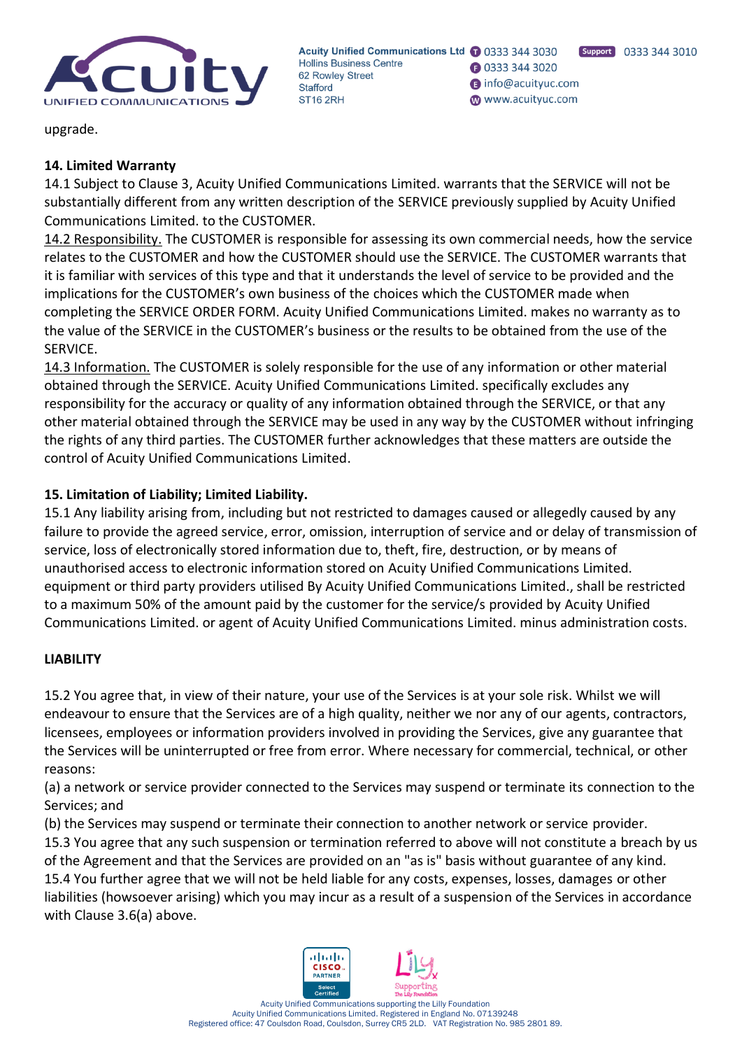upgrade.

**14. Limited Warranty**

14.1 Subject to Clause 3, Acuity Unified Communications Limited. warrants that the SERVICE will not be substantially different from any written description of the SERVICE previously supplied by Acuity Unified Communications Limited. to the CUSTOMER.

14.2 Responsibility. The CUSTOMER is responsible for assessing its own commercial needs, how the service relates to the CUSTOMER and how the CUSTOMER should use the SERVICE. The CUSTOMER warrants that it is familiar with services of this type and that it understands the level of service to be provided and the implications for the CUSTOMER's own business of the choices which the CUSTOMER made when completing the SERVICE ORDER FORM. Acuity Unified Communications Limited. makes no warranty as to the value of the SERVICE in the CUSTOMER's business or the results to be obtained from the use of the SERVICE.

14.3 Information. The CUSTOMER is solely responsible for the use of any information or other material obtained through the SERVICE. Acuity Unified Communications Limited. specifically excludes any responsibility for the accuracy or quality of any information obtained through the SERVICE, or that any other material obtained through the SERVICE may be used in any way by the CUSTOMER without infringing the rights of any third parties. The CUSTOMER further acknowledges that these matters are outside the control of Acuity Unified Communications Limited.

**15. Limitation of Liability; Limited Liability.**

15.1 Any liability arising from, including but not restricted to damages caused or allegedly caused by any failure to provide the agreed service, error, omission, interruption of service and or delay of transmission of service, loss of electronically stored information due to, theft, fire, destruction, or by means of unauthorised access to electronic information stored on Acuity Unified Communications Limited. equipment or third party providers utilised By Acuity Unified Communications Limited., shall be restricted to a maximum 50% of the amount paid by the customer for the service/s provided by Acuity Unified Communications Limited. or agent of Acuity Unified Communications Limited. minus administration costs.

**LIABILITY**

15.2 You agree that, in view of their nature, your use of the Services is at your sole risk. Whilst we will endeavour to ensure that the Services are of a high quality, neither we nor any of our agents, contractors, licensees, employees or information providers involved in providing the Services, give any guarantee that the Services will be uninterrupted or free from error. Where necessary for commercial, technical, or other reasons:

(a) a network or service provider connected to the Services may suspend or terminate its connection to the Services; and

(b) the Services may suspend or terminate their connection to another network or service provider.

15.3 You agree that any such suspension or termination referred to above will not constitute a breach by us of the Agreement and that the Services are provided on an "as is" basis without guarantee of any kind.

15.4 You further agree that we will not be held liable for any costs, expenses, losses, damages or other liabilities (howsoever arising) which you may incur as a result of a suspension of the Services in accordance with Clause 3.6(a) above.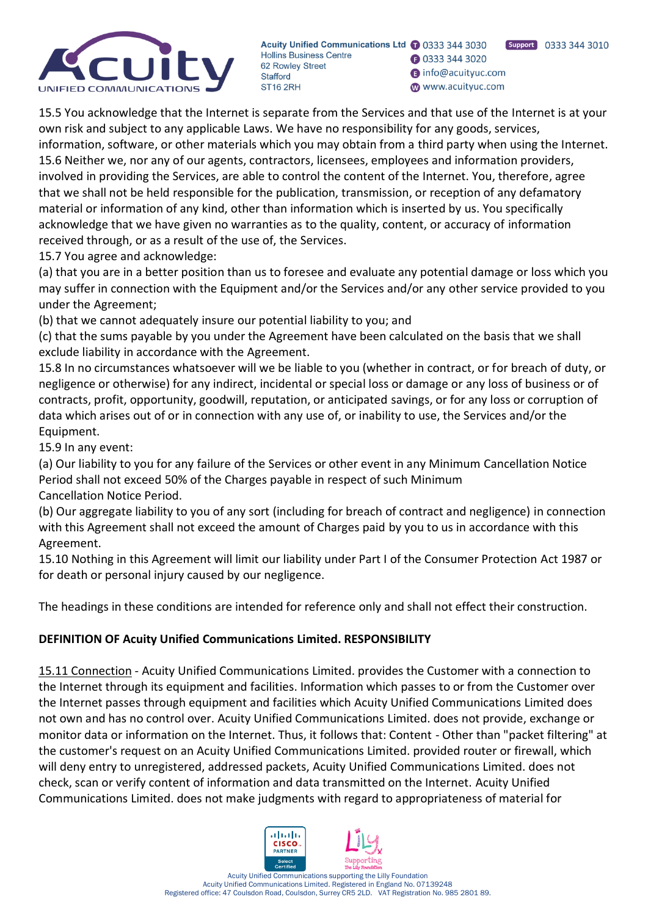15.5 You acknowledge that the Internet is separate from the Services and that use of the Internet is at your own risk and subject to any applicable Laws. We have no responsibility for any goods, services, information, software, or other materials which you may obtain from a third party when using the Internet.

15.6 Neither we, nor any of our agents, contractors, licensees, employees and information providers, involved in providing the Services, are able to control the content of the Internet. You, therefore, agree that we shall not be held responsible for the publication, transmission, or reception of any defamatory material or information of any kind, other than information which is inserted by us. You specifically acknowledge that we have given no warranties as to the quality, content, or accuracy of information received through, or as a result of the use of, the Services.

15.7 You agree and acknowledge:

(a) that you are in a better position than us to foresee and evaluate any potential damage or loss which you may suffer in connection with the Equipment and/or the Services and/or any other service provided to you under the Agreement;

(b) that we cannot adequately insure our potential liability to you; and

(c) that the sums payable by you under the Agreement have been calculated on the basis that we shall exclude liability in accordance with the Agreement.

15.8 In no circumstances whatsoever will we be liable to you (whether in contract, or for breach of duty, or negligence or otherwise) for any indirect, incidental or special loss or damage or any loss of business or of contracts, profit, opportunity, goodwill, reputation, or anticipated savings, or for any loss or corruption of data which arises out of or in connection with any use of, or inability to use, the Services and/or the Equipment.

15.9 In any event:

(a) Our liability to you for any failure of the Services or other event in any Minimum Cancellation Notice Period shall not exceed 50% of the Charges payable in respect of such Minimum Cancellation Notice Period.

(b) Our aggregate liability to you of any sort (including for breach of contract and negligence) in connection with this Agreement shall not exceed the amount of Charges paid by you to us in accordance with this Agreement.

15.10 Nothing in this Agreement will limit our liability under Part I of the Consumer Protection Act 1987 or for death or personal injury caused by our negligence.

The headings in these conditions are intended for reference only and shall not effect their construction.

**DEFINITION OF Acuity Unified Communications Limited. RESPONSIBILITY**

15.11 Connection - Acuity Unified Communications Limited. provides the Customer with a connection to the Internet through its equipment and facilities. Information which passes to or from the Customer over the Internet passes through equipment and facilities which Acuity Unified Communications Limited does not own and has no control over. Acuity Unified Communications Limited. does not provide, exchange or monitor data or information on the Internet. Thus, it follows that: Content - Other than "packet filtering" at the customer's request on an Acuity Unified Communications Limited. provided router or firewall, which will deny entry to unregistered, addressed packets, Acuity Unified Communications Limited. does not check, scan or verify content of information and data transmitted on the Internet. Acuity Unified Communications Limited. does not make judgments with regard to appropriateness of material for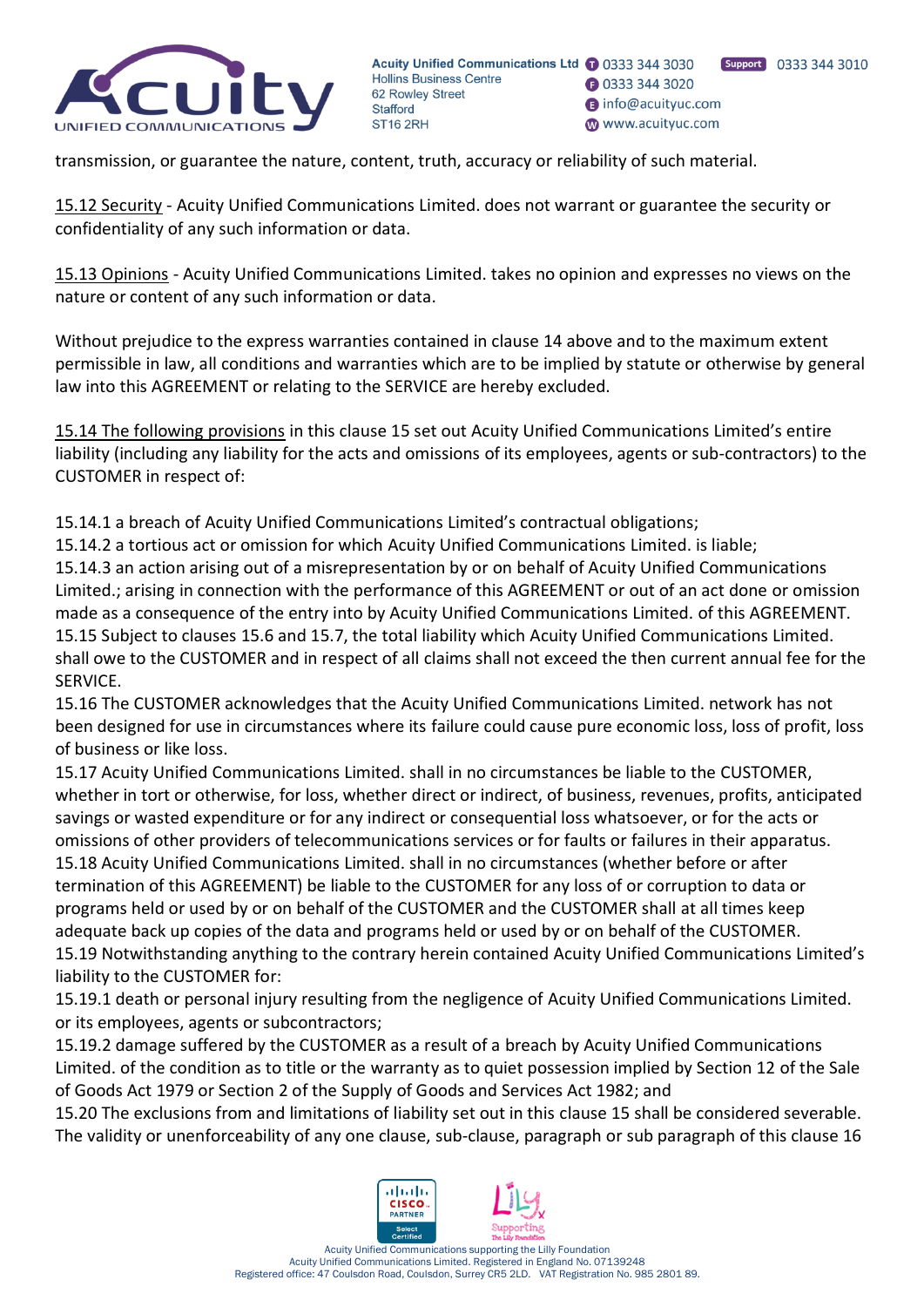transmission, or guarantee the nature, content, truth, accuracy or reliability of such material.

15.12 Security - Acuity Unified Communications Limited. does not warrant or guarantee the security or confidentiality of any such information or data.

15.13 Opinions - Acuity Unified Communications Limited. takes no opinion and expresses no views on the nature or content of any such information or data.

Without prejudice to the express warranties contained in clause 14 above and to the maximum extent permissible in law, all conditions and warranties which are to be implied by statute or otherwise by general law into this AGREEMENT or relating to the SERVICE are hereby excluded.

15.14 The following provisions in this clause 15 set out Acuity Unified Communications Limited's entire liability (including any liability for the acts and omissions of its employees, agents or sub-contractors) to the CUSTOMER in respect of:

15.14.1 a breach of Acuity Unified Communications Limited's contractual obligations;
15.14.2 a tortious act or omission for which Acuity Unified Communications Limited. is liable;
15.14.3 an action arising out of a misrepresentation by or on behalf of Acuity Unified Communications Limited.; arising in connection with the performance of this AGREEMENT or out of an act done or omission made as a consequence of the entry into by Acuity Unified Communications Limited. of this AGREEMENT.
15.15 Subject to clauses 15.6 and 15.7, the total liability which Acuity Unified Communications Limited. shall owe to the CUSTOMER and in respect of all claims shall not exceed the then current annual fee for the SERVICE.
15.16 The CUSTOMER acknowledges that the Acuity Unified Communications Limited. network has not been designed for use in circumstances where its failure could cause pure economic loss, loss of profit, loss of business or like loss.
15.17 Acuity Unified Communications Limited. shall in no circumstances be liable to the CUSTOMER, whether in tort or otherwise, for loss, whether direct or indirect, of business, revenues, profits, anticipated savings or wasted expenditure or for any indirect or consequential loss whatsoever, or for the acts or omissions of other providers of telecommunications services or for faults or failures in their apparatus.
15.18 Acuity Unified Communications Limited. shall in no circumstances (whether before or after termination of this AGREEMENT) be liable to the CUSTOMER for any loss of or corruption to data or programs held or used by or on behalf of the CUSTOMER and the CUSTOMER shall at all times keep adequate back up copies of the data and programs held or used by or on behalf of the CUSTOMER.
15.19 Notwithstanding anything to the contrary herein contained Acuity Unified Communications Limited's liability to the CUSTOMER for:
15.19.1 death or personal injury resulting from the negligence of Acuity Unified Communications Limited. or its employees, agents or subcontractors;
15.19.2 damage suffered by the CUSTOMER as a result of a breach by Acuity Unified Communications Limited. of the condition as to title or the warranty as to quiet possession implied by Section 12 of the Sale of Goods Act 1979 or Section 2 of the Supply of Goods and Services Act 1982; and
15.20 The exclusions from and limitations of liability set out in this clause 15 shall be considered severable. The validity or unenforceability of any one clause, sub-clause, paragraph or sub paragraph of this clause 16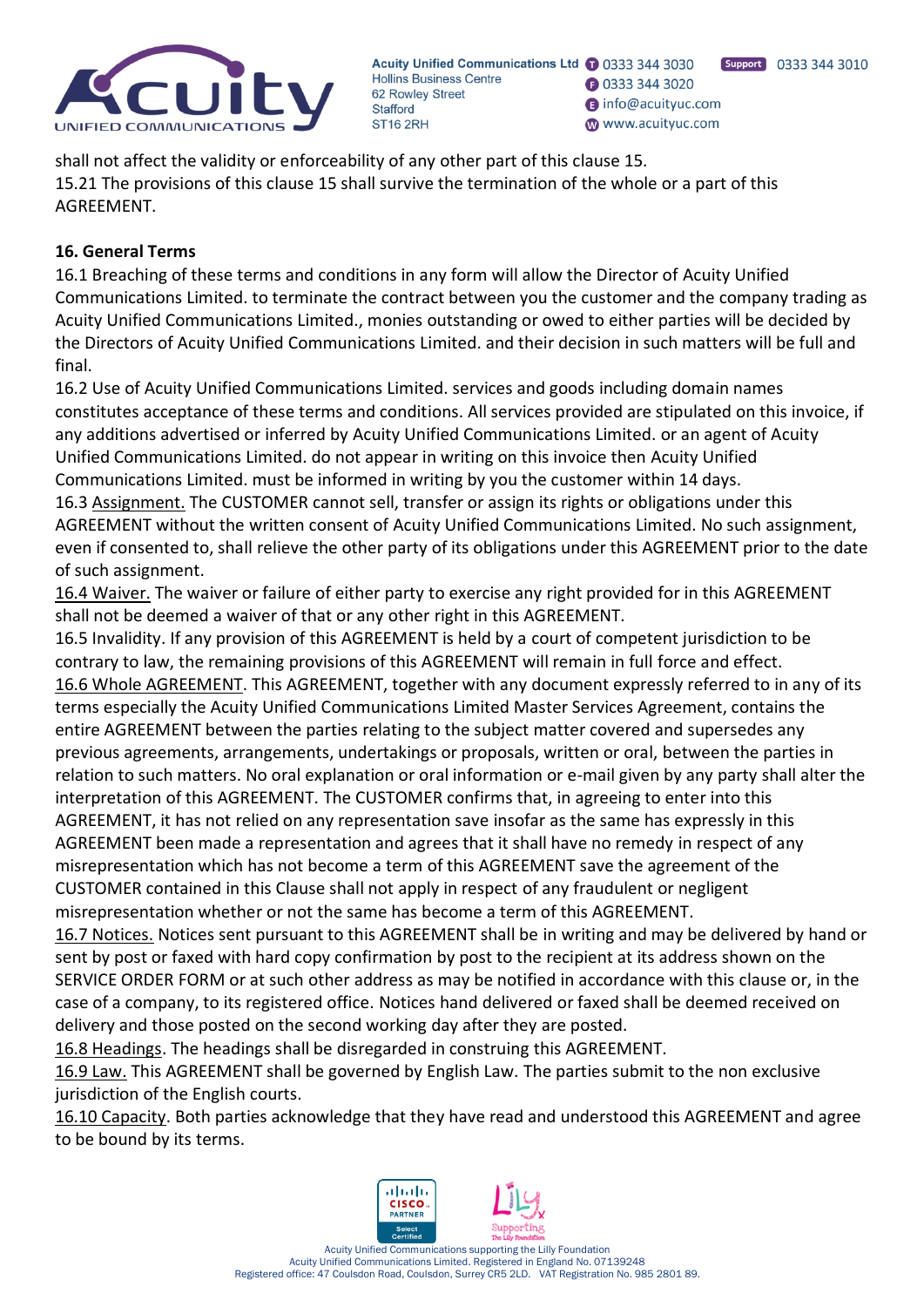shall not affect the validity or enforceability of any other part of this clause 15.
15.21 The provisions of this clause 15 shall survive the termination of the whole or a part of this AGREEMENT.

**16. General Terms**

16.1 Breaching of these terms and conditions in any form will allow the Director of Acuity Unified Communications Limited. to terminate the contract between you the customer and the company trading as Acuity Unified Communications Limited., monies outstanding or owed to either parties will be decided by the Directors of Acuity Unified Communications Limited. and their decision in such matters will be full and final.
16.2 Use of Acuity Unified Communications Limited. services and goods including domain names constitutes acceptance of these terms and conditions. All services provided are stipulated on this invoice, if any additions advertised or inferred by Acuity Unified Communications Limited. or an agent of Acuity Unified Communications Limited. do not appear in writing on this invoice then Acuity Unified Communications Limited. must be informed in writing by you the customer within 14 days.
16.3 Assignment. The CUSTOMER cannot sell, transfer or assign its rights or obligations under this AGREEMENT without the written consent of Acuity Unified Communications Limited. No such assignment, even if consented to, shall relieve the other party of its obligations under this AGREEMENT prior to the date of such assignment.
16.4 Waiver. The waiver or failure of either party to exercise any right provided for in this AGREEMENT shall not be deemed a waiver of that or any other right in this AGREEMENT.
16.5 Invalidity. If any provision of this AGREEMENT is held by a court of competent jurisdiction to be contrary to law, the remaining provisions of this AGREEMENT will remain in full force and effect.
16.6 Whole AGREEMENT. This AGREEMENT, together with any document expressly referred to in any of its terms especially the Acuity Unified Communications Limited Master Services Agreement, contains the entire AGREEMENT between the parties relating to the subject matter covered and supersedes any previous agreements, arrangements, undertakings or proposals, written or oral, between the parties in relation to such matters. No oral explanation or oral information or e-mail given by any party shall alter the interpretation of this AGREEMENT. The CUSTOMER confirms that, in agreeing to enter into this AGREEMENT, it has not relied on any representation save insofar as the same has expressly in this AGREEMENT been made a representation and agrees that it shall have no remedy in respect of any misrepresentation which has not become a term of this AGREEMENT save the agreement of the CUSTOMER contained in this Clause shall not apply in respect of any fraudulent or negligent misrepresentation whether or not the same has become a term of this AGREEMENT.
16.7 Notices. Notices sent pursuant to this AGREEMENT shall be in writing and may be delivered by hand or sent by post or faxed with hard copy confirmation by post to the recipient at its address shown on the SERVICE ORDER FORM or at such other address as may be notified in accordance with this clause or, in the case of a company, to its registered office. Notices hand delivered or faxed shall be deemed received on delivery and those posted on the second working day after they are posted.
16.8 Headings. The headings shall be disregarded in construing this AGREEMENT.
16.9 Law. This AGREEMENT shall be governed by English Law. The parties submit to the non exclusive jurisdiction of the English courts.
16.10 Capacity. Both parties acknowledge that they have read and understood this AGREEMENT and agree to be bound by its terms.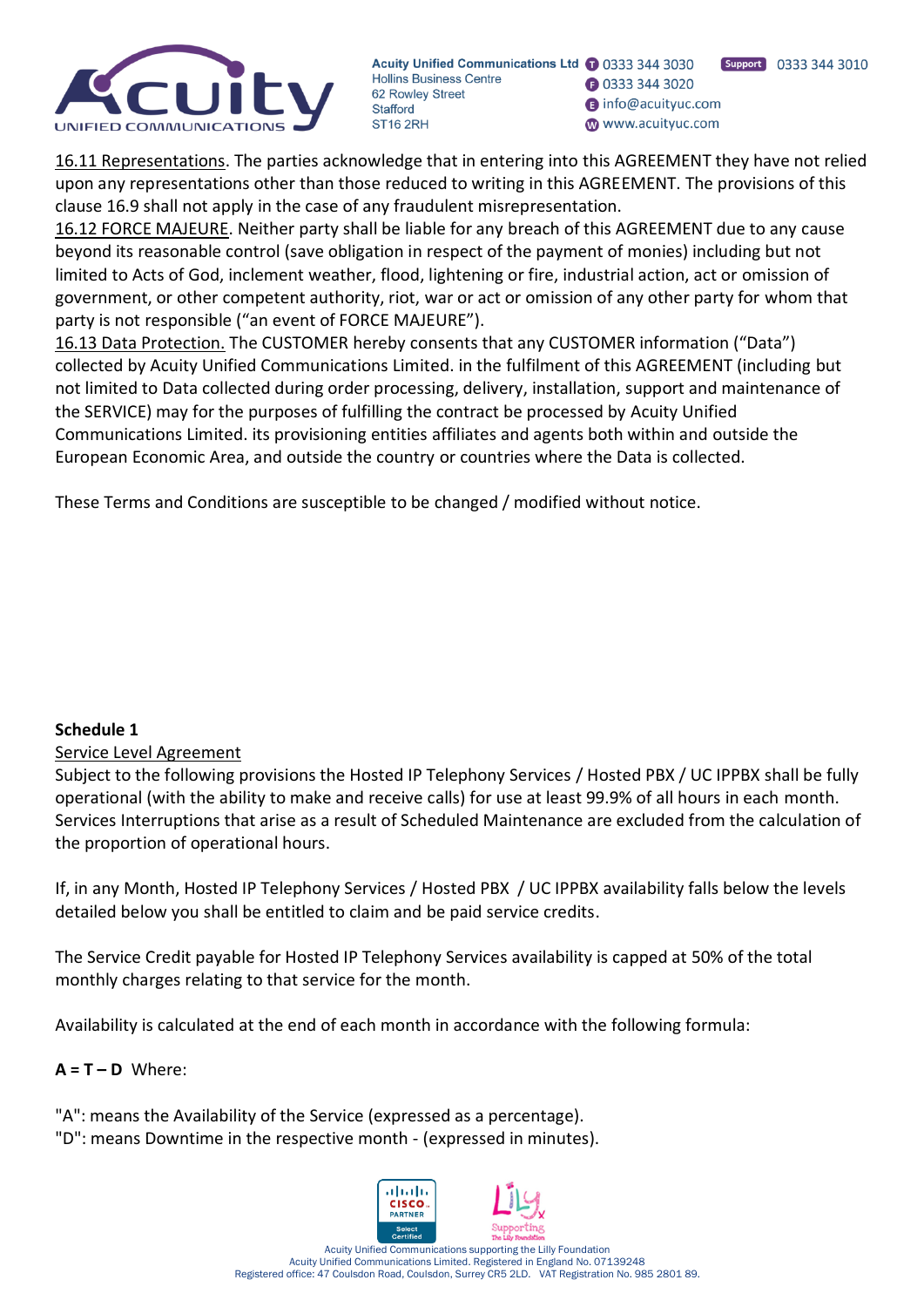<u>16.11 Representations</u>. The parties acknowledge that in entering into this AGREEMENT they have not relied upon any representations other than those reduced to writing in this AGREEMENT. The provisions of this clause 16.9 shall not apply in the case of any fraudulent misrepresentation.
<u>16.12 FORCE MAJEURE</u>. Neither party shall be liable for any breach of this AGREEMENT due to any cause beyond its reasonable control (save obligation in respect of the payment of monies) including but not limited to Acts of God, inclement weather, flood, lightening or fire, industrial action, act or omission of government, or other competent authority, riot, war or act or omission of any other party for whom that party is not responsible ("an event of FORCE MAJEURE").
<u>16.13 Data Protection.</u> The CUSTOMER hereby consents that any CUSTOMER information ("Data") collected by Acuity Unified Communications Limited. in the fulfilment of this AGREEMENT (including but not limited to Data collected during order processing, delivery, installation, support and maintenance of the SERVICE) may for the purposes of fulfilling the contract be processed by Acuity Unified Communications Limited. its provisioning entities affiliates and agents both within and outside the European Economic Area, and outside the country or countries where the Data is collected.

These Terms and Conditions are susceptible to be changed / modified without notice.

**Schedule 1**

<u>Service Level Agreement</u>

Subject to the following provisions the Hosted IP Telephony Services / Hosted PBX / UC IPPBX shall be fully operational (with the ability to make and receive calls) for use at least 99.9% of all hours in each month. Services Interruptions that arise as a result of Scheduled Maintenance are excluded from the calculation of the proportion of operational hours.

If, in any Month, Hosted IP Telephony Services / Hosted PBX / UC IPPBX availability falls below the levels detailed below you shall be entitled to claim and be paid service credits.

The Service Credit payable for Hosted IP Telephony Services availability is capped at 50% of the total monthly charges relating to that service for the month.

Availability is calculated at the end of each month in accordance with the following formula:

**A = T – D** Where:

"A": means the Availability of the Service (expressed as a percentage).
"D": means Downtime in the respective month - (expressed in minutes).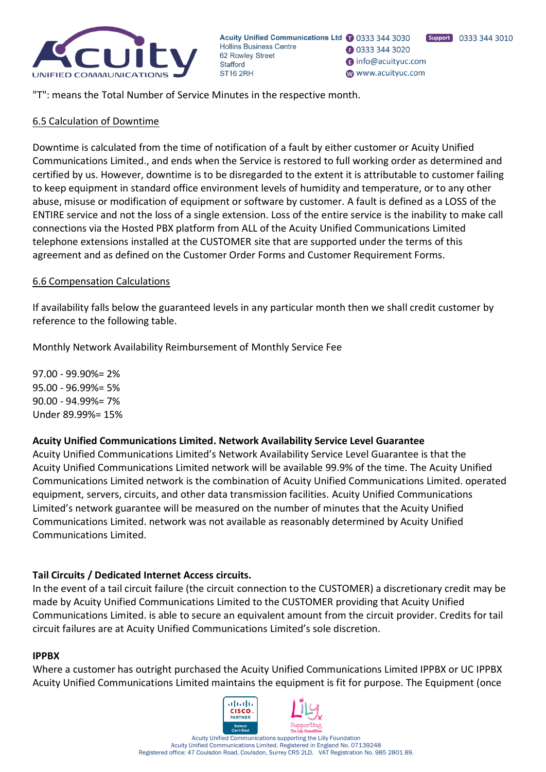"T": means the Total Number of Service Minutes in the respective month.

6.5 Calculation of Downtime

Downtime is calculated from the time of notification of a fault by either customer or Acuity Unified Communications Limited., and ends when the Service is restored to full working order as determined and certified by us. However, downtime is to be disregarded to the extent it is attributable to customer failing to keep equipment in standard office environment levels of humidity and temperature, or to any other abuse, misuse or modification of equipment or software by customer. A fault is defined as a LOSS of the ENTIRE service and not the loss of a single extension. Loss of the entire service is the inability to make call connections via the Hosted PBX platform from ALL of the Acuity Unified Communications Limited telephone extensions installed at the CUSTOMER site that are supported under the terms of this agreement and as defined on the Customer Order Forms and Customer Requirement Forms.

6.6 Compensation Calculations

If availability falls below the guaranteed levels in any particular month then we shall credit customer by reference to the following table.

Monthly Network Availability Reimbursement of Monthly Service Fee

97.00 - 99.90%= 2%
95.00 - 96.99%= 5%
90.00 - 94.99%= 7%
Under 89.99%= 15%

**Acuity Unified Communications Limited. Network Availability Service Level Guarantee**
Acuity Unified Communications Limited's Network Availability Service Level Guarantee is that the Acuity Unified Communications Limited network will be available 99.9% of the time. The Acuity Unified Communications Limited network is the combination of Acuity Unified Communications Limited. operated equipment, servers, circuits, and other data transmission facilities. Acuity Unified Communications Limited's network guarantee will be measured on the number of minutes that the Acuity Unified Communications Limited. network was not available as reasonably determined by Acuity Unified Communications Limited.

**Tail Circuits / Dedicated Internet Access circuits.**
In the event of a tail circuit failure (the circuit connection to the CUSTOMER) a discretionary credit may be made by Acuity Unified Communications Limited to the CUSTOMER providing that Acuity Unified Communications Limited. is able to secure an equivalent amount from the circuit provider. Credits for tail circuit failures are at Acuity Unified Communications Limited's sole discretion.

**IPPBX**
Where a customer has outright purchased the Acuity Unified Communications Limited IPPBX or UC IPPBX Acuity Unified Communications Limited maintains the equipment is fit for purpose. The Equipment (once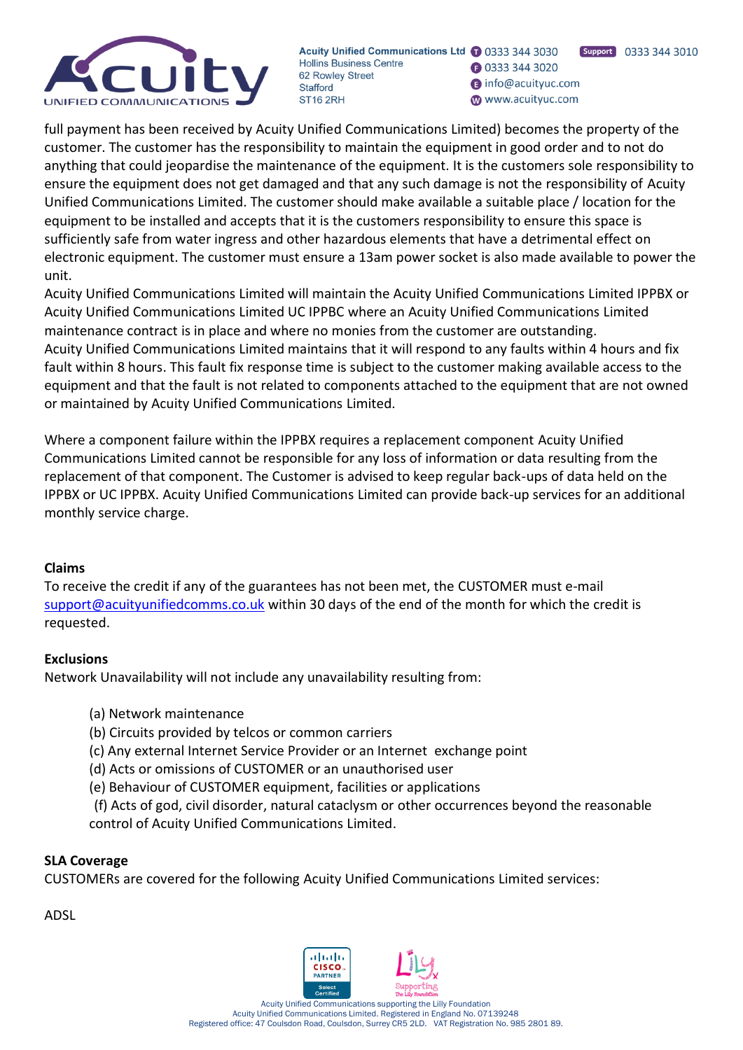full payment has been received by Acuity Unified Communications Limited) becomes the property of the customer. The customer has the responsibility to maintain the equipment in good order and to not do anything that could jeopardise the maintenance of the equipment. It is the customers sole responsibility to ensure the equipment does not get damaged and that any such damage is not the responsibility of Acuity Unified Communications Limited. The customer should make available a suitable place / location for the equipment to be installed and accepts that it is the customers responsibility to ensure this space is sufficiently safe from water ingress and other hazardous elements that have a detrimental effect on electronic equipment. The customer must ensure a 13am power socket is also made available to power the unit.

Acuity Unified Communications Limited will maintain the Acuity Unified Communications Limited IPPBX or Acuity Unified Communications Limited UC IPPBC where an Acuity Unified Communications Limited maintenance contract is in place and where no monies from the customer are outstanding.

Acuity Unified Communications Limited maintains that it will respond to any faults within 4 hours and fix fault within 8 hours. This fault fix response time is subject to the customer making available access to the equipment and that the fault is not related to components attached to the equipment that are not owned or maintained by Acuity Unified Communications Limited.

Where a component failure within the IPPBX requires a replacement component Acuity Unified Communications Limited cannot be responsible for any loss of information or data resulting from the replacement of that component. The Customer is advised to keep regular back-ups of data held on the IPPBX or UC IPPBX. Acuity Unified Communications Limited can provide back-up services for an additional monthly service charge.

**Claims**

To receive the credit if any of the guarantees has not been met, the CUSTOMER must e-mail support@acuityunifiedcomms.co.uk within 30 days of the end of the month for which the credit is requested.

**Exclusions**

Network Unavailability will not include any unavailability resulting from:

(a) Network maintenance
(b) Circuits provided by telcos or common carriers
(c) Any external Internet Service Provider or an Internet exchange point
(d) Acts or omissions of CUSTOMER or an unauthorised user
(e) Behaviour of CUSTOMER equipment, facilities or applications
(f) Acts of god, civil disorder, natural cataclysm or other occurrences beyond the reasonable control of Acuity Unified Communications Limited.

**SLA Coverage**

CUSTOMERs are covered for the following Acuity Unified Communications Limited services:

ADSL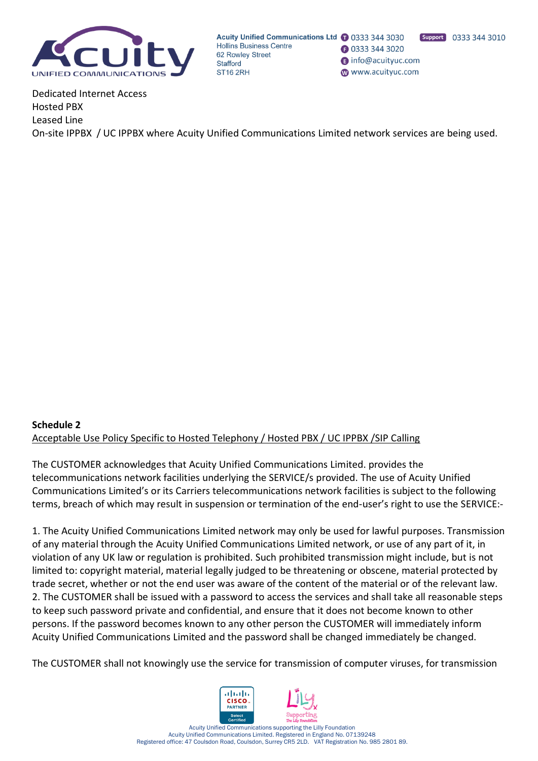Dedicated Internet Access
Hosted PBX
Leased Line
On-site IPPBX / UC IPPBX where Acuity Unified Communications Limited network services are being used.

**Schedule 2**
<u>Acceptable Use Policy Specific to Hosted Telephony / Hosted PBX / UC IPPBX /SIP Calling</u>

The CUSTOMER acknowledges that Acuity Unified Communications Limited. provides the telecommunications network facilities underlying the SERVICE/s provided. The use of Acuity Unified Communications Limited's or its Carriers telecommunications network facilities is subject to the following terms, breach of which may result in suspension or termination of the end-user's right to use the SERVICE:-

1. The Acuity Unified Communications Limited network may only be used for lawful purposes. Transmission of any material through the Acuity Unified Communications Limited network, or use of any part of it, in violation of any UK law or regulation is prohibited. Such prohibited transmission might include, but is not limited to: copyright material, material legally judged to be threatening or obscene, material protected by trade secret, whether or not the end user was aware of the content of the material or of the relevant law.
2. The CUSTOMER shall be issued with a password to access the services and shall take all reasonable steps to keep such password private and confidential, and ensure that it does not become known to other persons. If the password becomes known to any other person the CUSTOMER will immediately inform Acuity Unified Communications Limited and the password shall be changed immediately be changed.

The CUSTOMER shall not knowingly use the service for transmission of computer viruses, for transmission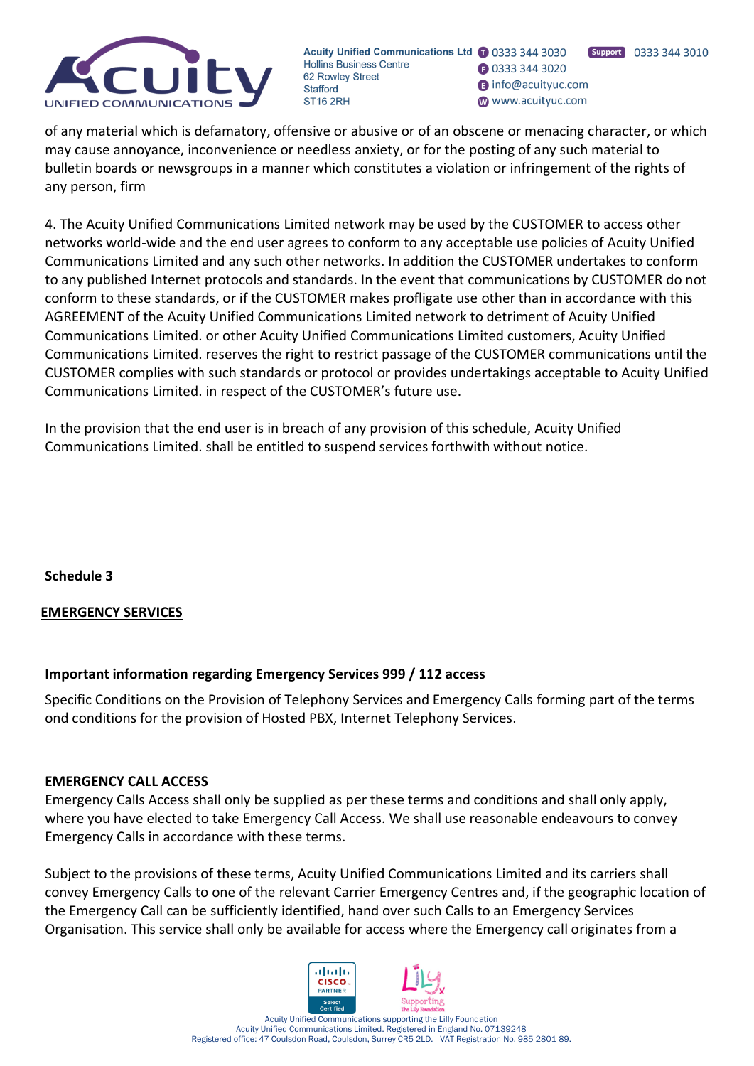of any material which is defamatory, offensive or abusive or of an obscene or menacing character, or which may cause annoyance, inconvenience or needless anxiety, or for the posting of any such material to bulletin boards or newsgroups in a manner which constitutes a violation or infringement of the rights of any person, firm

4. The Acuity Unified Communications Limited network may be used by the CUSTOMER to access other networks world-wide and the end user agrees to conform to any acceptable use policies of Acuity Unified Communications Limited and any such other networks. In addition the CUSTOMER undertakes to conform to any published Internet protocols and standards. In the event that communications by CUSTOMER do not conform to these standards, or if the CUSTOMER makes profligate use other than in accordance with this AGREEMENT of the Acuity Unified Communications Limited network to detriment of Acuity Unified Communications Limited. or other Acuity Unified Communications Limited customers, Acuity Unified Communications Limited. reserves the right to restrict passage of the CUSTOMER communications until the CUSTOMER complies with such standards or protocol or provides undertakings acceptable to Acuity Unified Communications Limited. in respect of the CUSTOMER's future use.

In the provision that the end user is in breach of any provision of this schedule, Acuity Unified Communications Limited. shall be entitled to suspend services forthwith without notice.

**Schedule 3**

**EMERGENCY SERVICES**

**Important information regarding Emergency Services 999 / 112 access**

Specific Conditions on the Provision of Telephony Services and Emergency Calls forming part of the terms ond conditions for the provision of Hosted PBX, Internet Telephony Services.

**EMERGENCY CALL ACCESS**

Emergency Calls Access shall only be supplied as per these terms and conditions and shall only apply, where you have elected to take Emergency Call Access. We shall use reasonable endeavours to convey Emergency Calls in accordance with these terms.

Subject to the provisions of these terms, Acuity Unified Communications Limited and its carriers shall convey Emergency Calls to one of the relevant Carrier Emergency Centres and, if the geographic location of the Emergency Call can be sufficiently identified, hand over such Calls to an Emergency Services Organisation. This service shall only be available for access where the Emergency call originates from a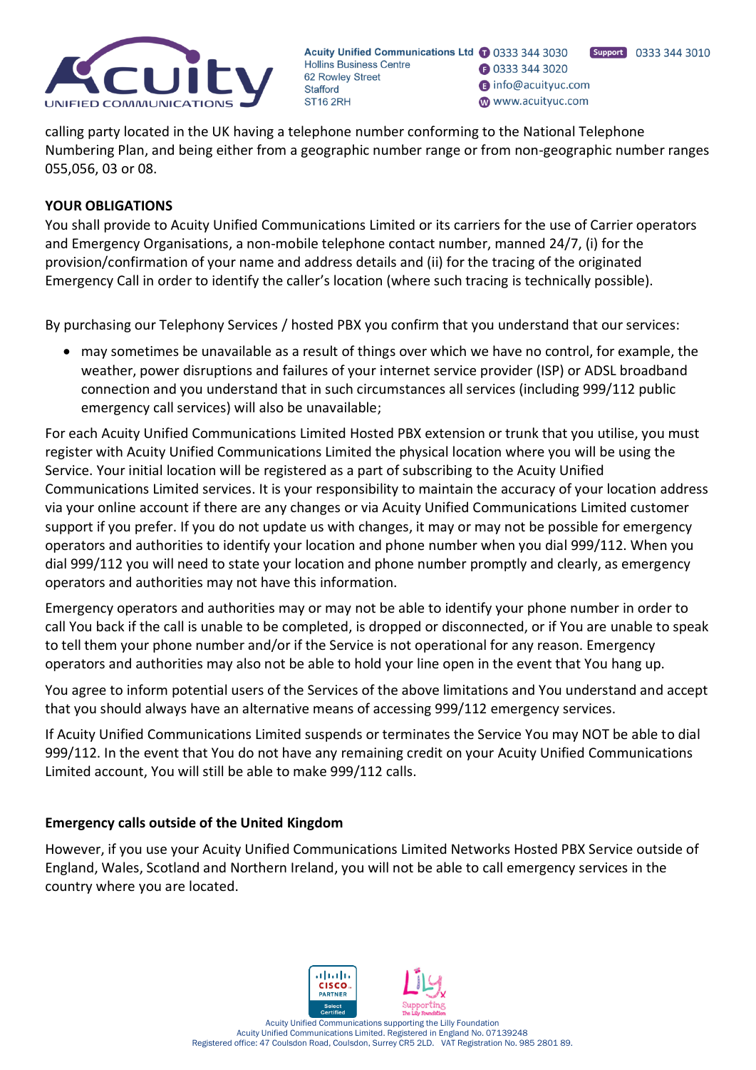calling party located in the UK having a telephone number conforming to the National Telephone Numbering Plan, and being either from a geographic number range or from non-geographic number ranges 055,056, 03 or 08.

**YOUR OBLIGATIONS**

You shall provide to Acuity Unified Communications Limited or its carriers for the use of Carrier operators and Emergency Organisations, a non-mobile telephone contact number, manned 24/7, (i) for the provision/confirmation of your name and address details and (ii) for the tracing of the originated Emergency Call in order to identify the caller's location (where such tracing is technically possible).

By purchasing our Telephony Services / hosted PBX you confirm that you understand that our services:

- may sometimes be unavailable as a result of things over which we have no control, for example, the weather, power disruptions and failures of your internet service provider (ISP) or ADSL broadband connection and you understand that in such circumstances all services (including 999/112 public emergency call services) will also be unavailable;

For each Acuity Unified Communications Limited Hosted PBX extension or trunk that you utilise, you must register with Acuity Unified Communications Limited the physical location where you will be using the Service. Your initial location will be registered as a part of subscribing to the Acuity Unified Communications Limited services. It is your responsibility to maintain the accuracy of your location address via your online account if there are any changes or via Acuity Unified Communications Limited customer support if you prefer. If you do not update us with changes, it may or may not be possible for emergency operators and authorities to identify your location and phone number when you dial 999/112. When you dial 999/112 you will need to state your location and phone number promptly and clearly, as emergency operators and authorities may not have this information.

Emergency operators and authorities may or may not be able to identify your phone number in order to call You back if the call is unable to be completed, is dropped or disconnected, or if You are unable to speak to tell them your phone number and/or if the Service is not operational for any reason. Emergency operators and authorities may also not be able to hold your line open in the event that You hang up.

You agree to inform potential users of the Services of the above limitations and You understand and accept that you should always have an alternative means of accessing 999/112 emergency services.

If Acuity Unified Communications Limited suspends or terminates the Service You may NOT be able to dial 999/112. In the event that You do not have any remaining credit on your Acuity Unified Communications Limited account, You will still be able to make 999/112 calls.

**Emergency calls outside of the United Kingdom**

However, if you use your Acuity Unified Communications Limited Networks Hosted PBX Service outside of England, Wales, Scotland and Northern Ireland, you will not be able to call emergency services in the country where you are located.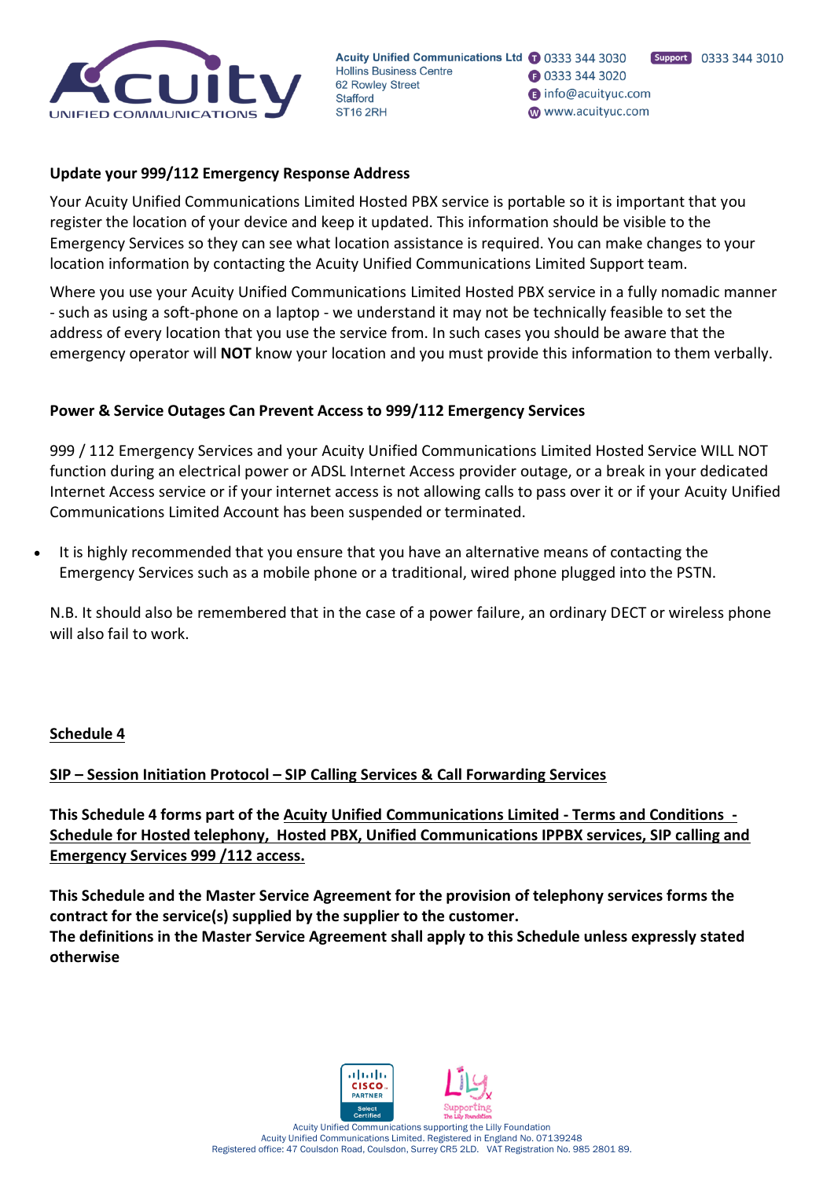**Update your 999/112 Emergency Response Address**

Your Acuity Unified Communications Limited Hosted PBX service is portable so it is important that you register the location of your device and keep it updated. This information should be visible to the Emergency Services so they can see what location assistance is required. You can make changes to your location information by contacting the Acuity Unified Communications Limited Support team.

Where you use your Acuity Unified Communications Limited Hosted PBX service in a fully nomadic manner - such as using a soft-phone on a laptop - we understand it may not be technically feasible to set the address of every location that you use the service from. In such cases you should be aware that the emergency operator will **NOT** know your location and you must provide this information to them verbally.

**Power & Service Outages Can Prevent Access to 999/112 Emergency Services**

999 / 112 Emergency Services and your Acuity Unified Communications Limited Hosted Service WILL NOT function during an electrical power or ADSL Internet Access provider outage, or a break in your dedicated Internet Access service or if your internet access is not allowing calls to pass over it or if your Acuity Unified Communications Limited Account has been suspended or terminated.

- It is highly recommended that you ensure that you have an alternative means of contacting the Emergency Services such as a mobile phone or a traditional, wired phone plugged into the PSTN.

N.B. It should also be remembered that in the case of a power failure, an ordinary DECT or wireless phone will also fail to work.

## Schedule 4

**SIP – Session Initiation Protocol – SIP Calling Services & Call Forwarding Services**

**This Schedule 4 forms part of the Acuity Unified Communications Limited - Terms and Conditions - Schedule for Hosted telephony, Hosted PBX, Unified Communications IPPBX services, SIP calling and Emergency Services 999 /112 access.**

**This Schedule and the Master Service Agreement for the provision of telephony services forms the contract for the service(s) supplied by the supplier to the customer.**
**The definitions in the Master Service Agreement shall apply to this Schedule unless expressly stated otherwise**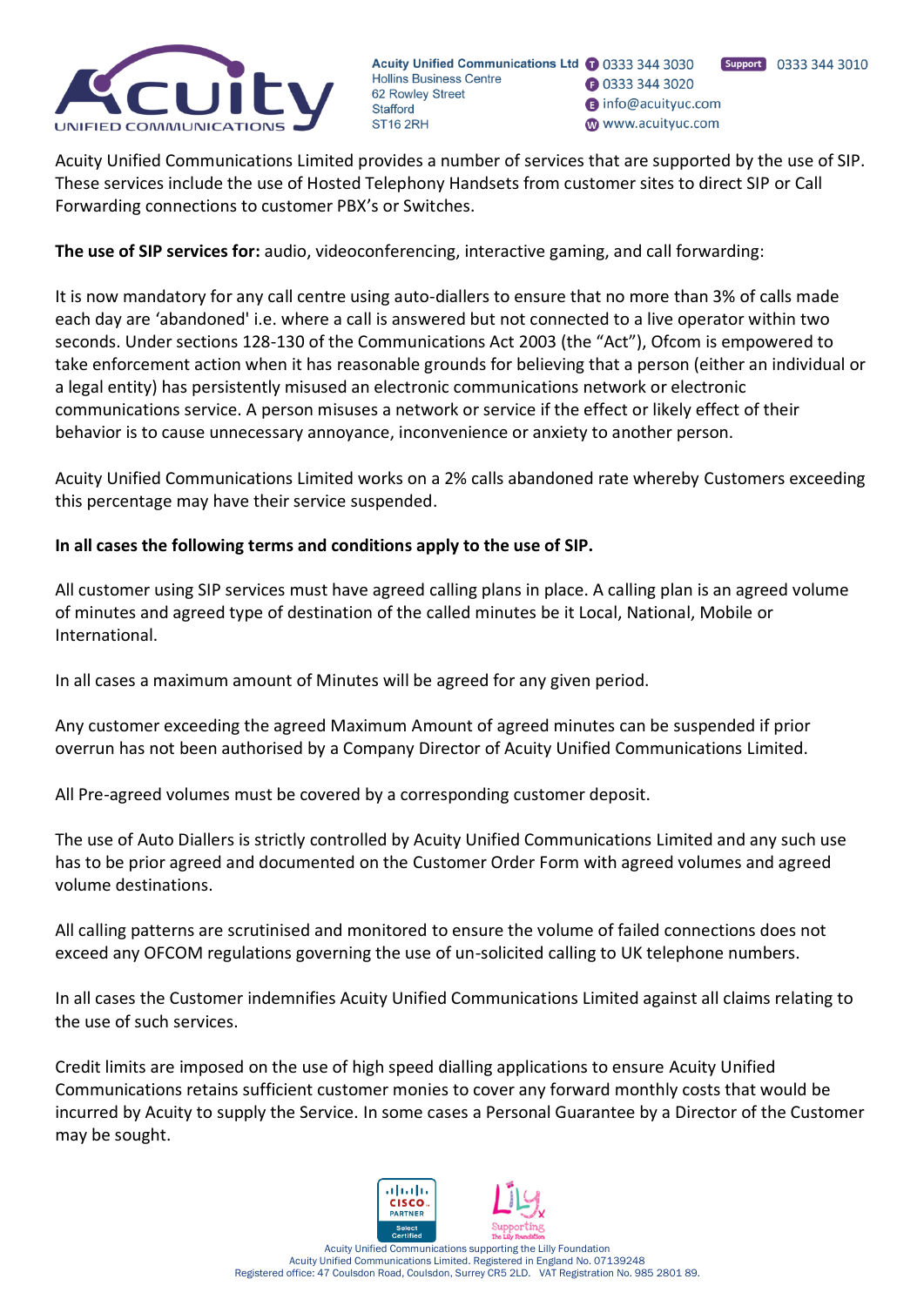Acuity Unified Communications Limited provides a number of services that are supported by the use of SIP. These services include the use of Hosted Telephony Handsets from customer sites to direct SIP or Call Forwarding connections to customer PBX's or Switches.

**The use of SIP services for:** audio, videoconferencing, interactive gaming, and call forwarding:

It is now mandatory for any call centre using auto-diallers to ensure that no more than 3% of calls made each day are 'abandoned' i.e. where a call is answered but not connected to a live operator within two seconds. Under sections 128-130 of the Communications Act 2003 (the "Act"), Ofcom is empowered to take enforcement action when it has reasonable grounds for believing that a person (either an individual or a legal entity) has persistently misused an electronic communications network or electronic communications service. A person misuses a network or service if the effect or likely effect of their behavior is to cause unnecessary annoyance, inconvenience or anxiety to another person.

Acuity Unified Communications Limited works on a 2% calls abandoned rate whereby Customers exceeding this percentage may have their service suspended.

**In all cases the following terms and conditions apply to the use of SIP.**

All customer using SIP services must have agreed calling plans in place. A calling plan is an agreed volume of minutes and agreed type of destination of the called minutes be it Local, National, Mobile or International.

In all cases a maximum amount of Minutes will be agreed for any given period.

Any customer exceeding the agreed Maximum Amount of agreed minutes can be suspended if prior overrun has not been authorised by a Company Director of Acuity Unified Communications Limited.

All Pre-agreed volumes must be covered by a corresponding customer deposit.

The use of Auto Diallers is strictly controlled by Acuity Unified Communications Limited and any such use has to be prior agreed and documented on the Customer Order Form with agreed volumes and agreed volume destinations.

All calling patterns are scrutinised and monitored to ensure the volume of failed connections does not exceed any OFCOM regulations governing the use of un-solicited calling to UK telephone numbers.

In all cases the Customer indemnifies Acuity Unified Communications Limited against all claims relating to the use of such services.

Credit limits are imposed on the use of high speed dialling applications to ensure Acuity Unified Communications retains sufficient customer monies to cover any forward monthly costs that would be incurred by Acuity to supply the Service. In some cases a Personal Guarantee by a Director of the Customer may be sought.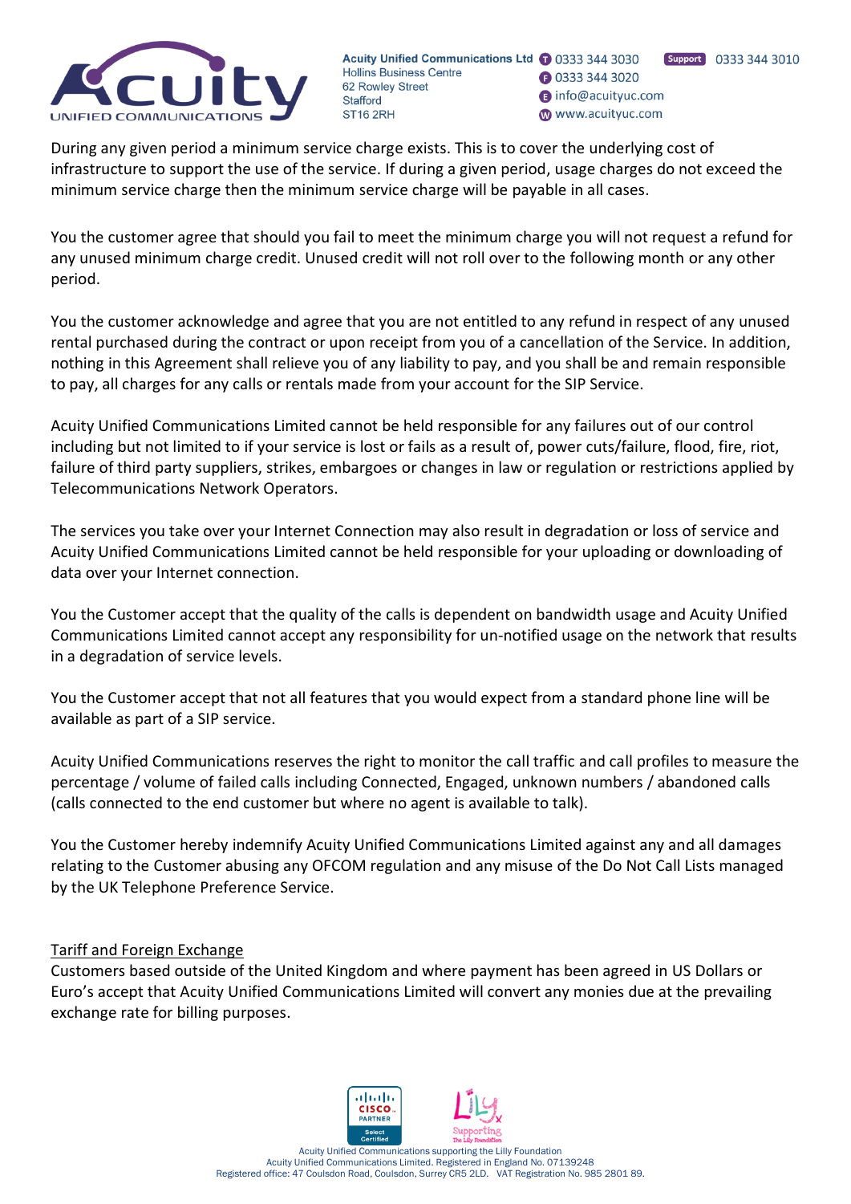During any given period a minimum service charge exists. This is to cover the underlying cost of infrastructure to support the use of the service. If during a given period, usage charges do not exceed the minimum service charge then the minimum service charge will be payable in all cases.

You the customer agree that should you fail to meet the minimum charge you will not request a refund for any unused minimum charge credit. Unused credit will not roll over to the following month or any other period.

You the customer acknowledge and agree that you are not entitled to any refund in respect of any unused rental purchased during the contract or upon receipt from you of a cancellation of the Service. In addition, nothing in this Agreement shall relieve you of any liability to pay, and you shall be and remain responsible to pay, all charges for any calls or rentals made from your account for the SIP Service.

Acuity Unified Communications Limited cannot be held responsible for any failures out of our control including but not limited to if your service is lost or fails as a result of, power cuts/failure, flood, fire, riot, failure of third party suppliers, strikes, embargoes or changes in law or regulation or restrictions applied by Telecommunications Network Operators.

The services you take over your Internet Connection may also result in degradation or loss of service and Acuity Unified Communications Limited cannot be held responsible for your uploading or downloading of data over your Internet connection.

You the Customer accept that the quality of the calls is dependent on bandwidth usage and Acuity Unified Communications Limited cannot accept any responsibility for un-notified usage on the network that results in a degradation of service levels.

You the Customer accept that not all features that you would expect from a standard phone line will be available as part of a SIP service.

Acuity Unified Communications reserves the right to monitor the call traffic and call profiles to measure the percentage / volume of failed calls including Connected, Engaged, unknown numbers / abandoned calls (calls connected to the end customer but where no agent is available to talk).

You the Customer hereby indemnify Acuity Unified Communications Limited against any and all damages relating to the Customer abusing any OFCOM regulation and any misuse of the Do Not Call Lists managed by the UK Telephone Preference Service.

<u>Tariff and Foreign Exchange</u>

Customers based outside of the United Kingdom and where payment has been agreed in US Dollars or Euro's accept that Acuity Unified Communications Limited will convert any monies due at the prevailing exchange rate for billing purposes.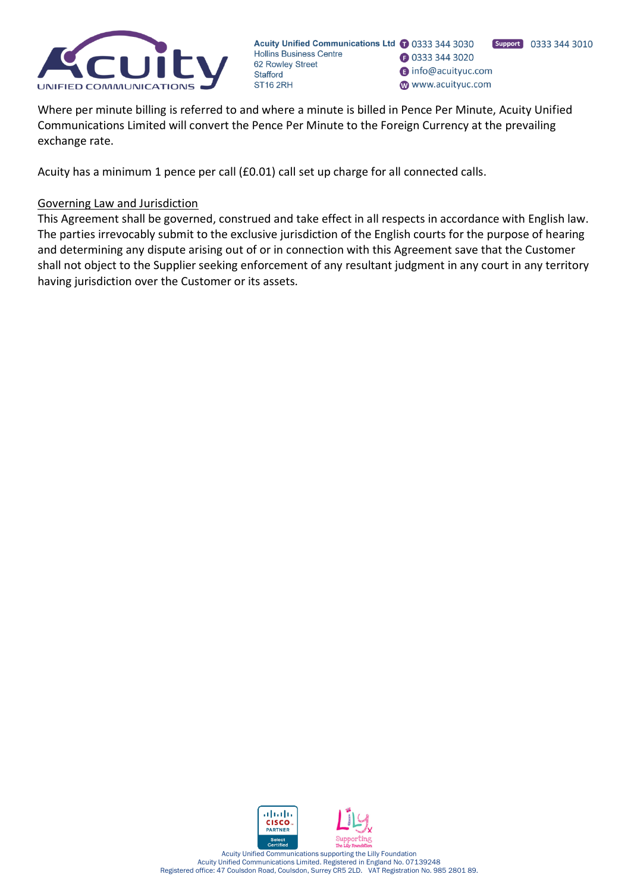Where per minute billing is referred to and where a minute is billed in Pence Per Minute, Acuity Unified Communications Limited will convert the Pence Per Minute to the Foreign Currency at the prevailing exchange rate.

Acuity has a minimum 1 pence per call (£0.01) call set up charge for all connected calls.

<u>Governing Law and Jurisdiction</u>

This Agreement shall be governed, construed and take effect in all respects in accordance with English law. The parties irrevocably submit to the exclusive jurisdiction of the English courts for the purpose of hearing and determining any dispute arising out of or in connection with this Agreement save that the Customer shall not object to the Supplier seeking enforcement of any resultant judgment in any court in any territory having jurisdiction over the Customer or its assets.